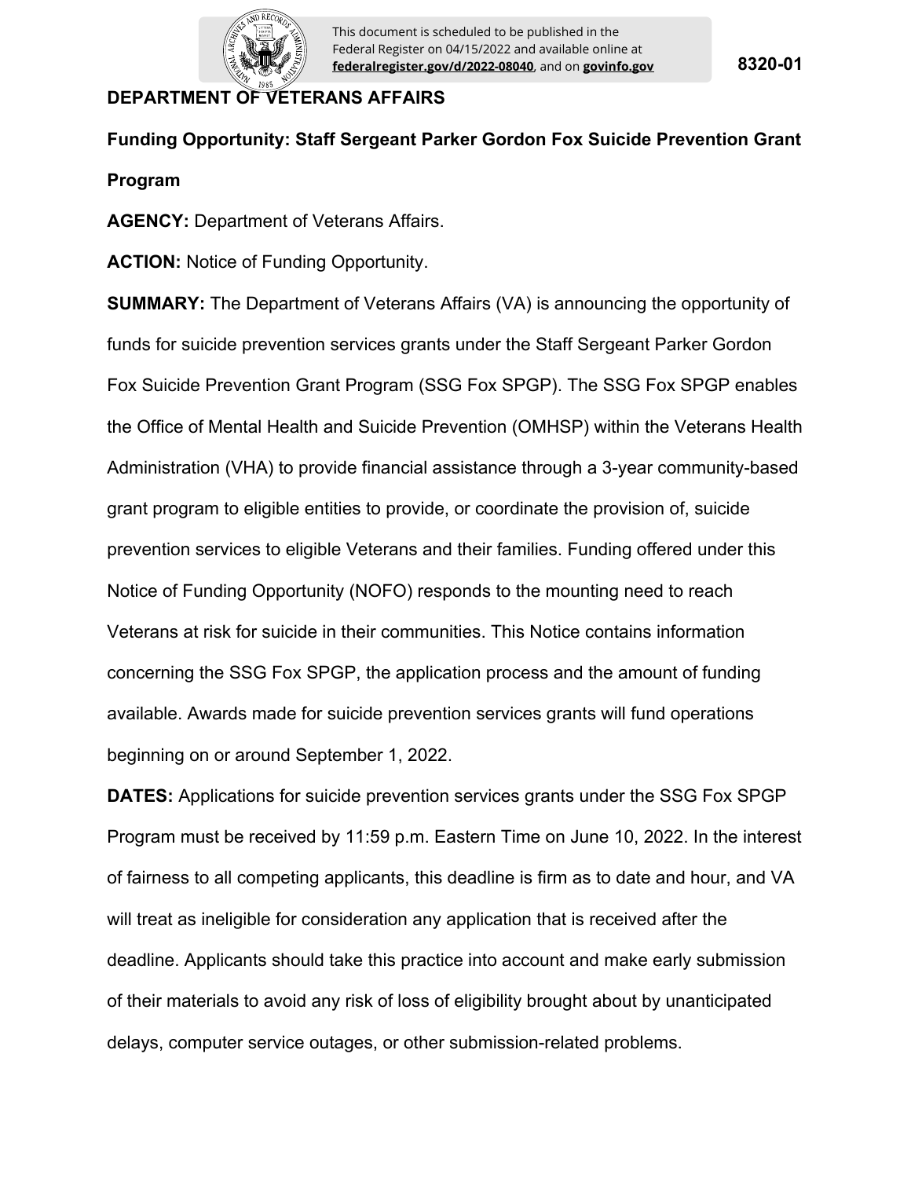8320-01

**DEPARTMENT OF VETERANS AFFAIRS**

**Funding Opportunity: Staff Sergeant Parker Gordon Fox Suicide Prevention Grant Program**

**AGENCY:** Department of Veterans Affairs.

**ACTION:** Notice of Funding Opportunity.

**SUMMARY:** The Department of Veterans Affairs (VA) is announcing the opportunity of funds for suicide prevention services grants under the Staff Sergeant Parker Gordon Fox Suicide Prevention Grant Program (SSG Fox SPGP). The SSG Fox SPGP enables the Office of Mental Health and Suicide Prevention (OMHSP) within the Veterans Health Administration (VHA) to provide financial assistance through a 3-year community-based grant program to eligible entities to provide, or coordinate the provision of, suicide prevention services to eligible Veterans and their families. Funding offered under this Notice of Funding Opportunity (NOFO) responds to the mounting need to reach Veterans at risk for suicide in their communities. This Notice contains information concerning the SSG Fox SPGP, the application process and the amount of funding available. Awards made for suicide prevention services grants will fund operations beginning on or around September 1, 2022.

**DATES:** Applications for suicide prevention services grants under the SSG Fox SPGP Program must be received by 11:59 p.m. Eastern Time on June 10, 2022. In the interest of fairness to all competing applicants, this deadline is firm as to date and hour, and VA will treat as ineligible for consideration any application that is received after the deadline. Applicants should take this practice into account and make early submission of their materials to avoid any risk of loss of eligibility brought about by unanticipated delays, computer service outages, or other submission-related problems.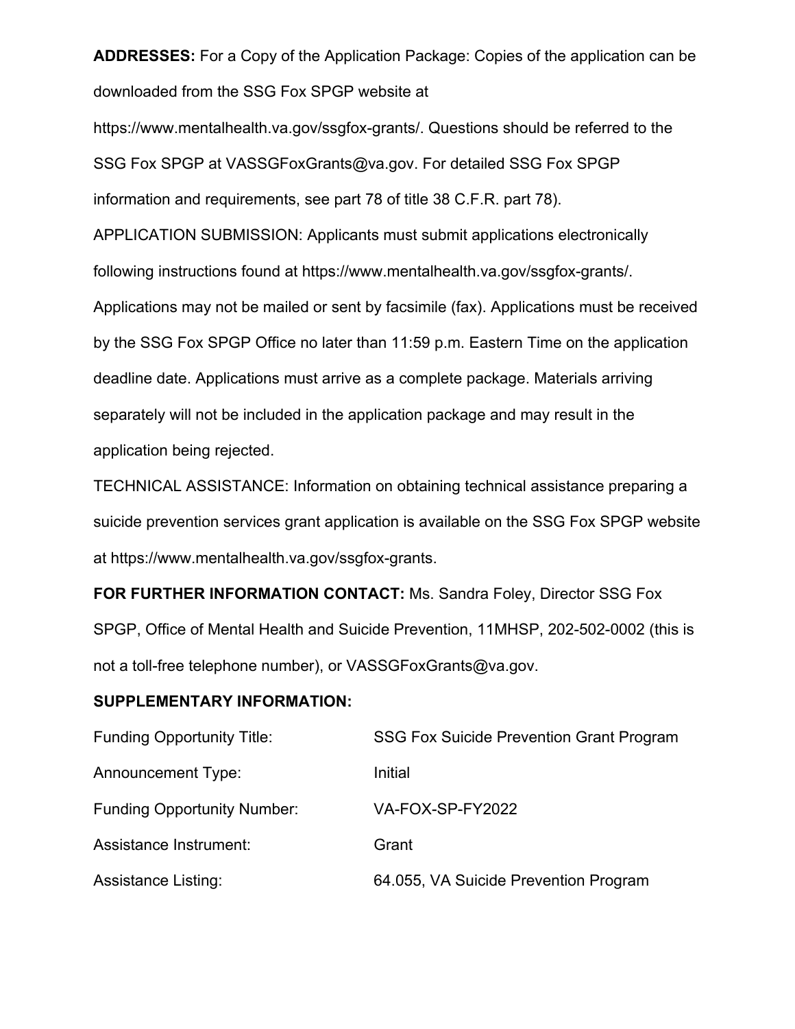**ADDRESSES:** For a Copy of the Application Package: Copies of the application can be downloaded from the SSG Fox SPGP website at https://www.mentalhealth.va.gov/ssgfox-grants/. Questions should be referred to the SSG Fox SPGP at VASSGFoxGrants@va.gov. For detailed SSG Fox SPGP information and requirements, see part 78 of title 38 C.F.R. part 78).

APPLICATION SUBMISSION: Applicants must submit applications electronically following instructions found at https://www.mentalhealth.va.gov/ssgfox-grants/. Applications may not be mailed or sent by facsimile (fax). Applications must be received by the SSG Fox SPGP Office no later than 11:59 p.m. Eastern Time on the application deadline date. Applications must arrive as a complete package. Materials arriving separately will not be included in the application package and may result in the application being rejected.

TECHNICAL ASSISTANCE: Information on obtaining technical assistance preparing a suicide prevention services grant application is available on the SSG Fox SPGP website at https://www.mentalhealth.va.gov/ssgfox-grants.

**FOR FURTHER INFORMATION CONTACT:** Ms. Sandra Foley, Director SSG Fox SPGP, Office of Mental Health and Suicide Prevention, 11MHSP, 202-502-0002 (this is not a toll-free telephone number), or VASSGFoxGrants@va.gov.

**SUPPLEMENTARY INFORMATION:**

| | |
|---|---|
| Funding Opportunity Title: | SSG Fox Suicide Prevention Grant Program |
| Announcement Type: | Initial |
| Funding Opportunity Number: | VA-FOX-SP-FY2022 |
| Assistance Instrument: | Grant |
| Assistance Listing: | 64.055, VA Suicide Prevention Program |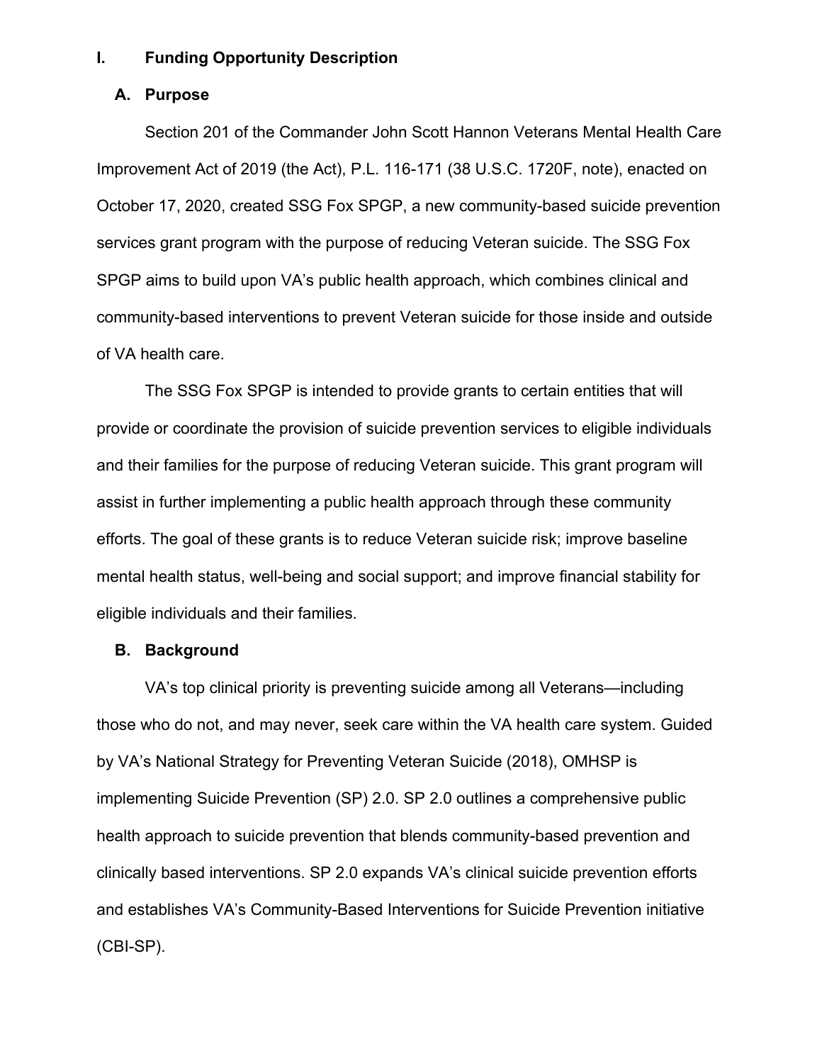# I. Funding Opportunity Description

## A. Purpose

Section 201 of the Commander John Scott Hannon Veterans Mental Health Care Improvement Act of 2019 (the Act), P.L. 116-171 (38 U.S.C. 1720F, note), enacted on October 17, 2020, created SSG Fox SPGP, a new community-based suicide prevention services grant program with the purpose of reducing Veteran suicide. The SSG Fox SPGP aims to build upon VA's public health approach, which combines clinical and community-based interventions to prevent Veteran suicide for those inside and outside of VA health care.

The SSG Fox SPGP is intended to provide grants to certain entities that will provide or coordinate the provision of suicide prevention services to eligible individuals and their families for the purpose of reducing Veteran suicide. This grant program will assist in further implementing a public health approach through these community efforts. The goal of these grants is to reduce Veteran suicide risk; improve baseline mental health status, well-being and social support; and improve financial stability for eligible individuals and their families.

## B. Background

VA's top clinical priority is preventing suicide among all Veterans—including those who do not, and may never, seek care within the VA health care system. Guided by VA's National Strategy for Preventing Veteran Suicide (2018), OMHSP is implementing Suicide Prevention (SP) 2.0. SP 2.0 outlines a comprehensive public health approach to suicide prevention that blends community-based prevention and clinically based interventions. SP 2.0 expands VA's clinical suicide prevention efforts and establishes VA's Community-Based Interventions for Suicide Prevention initiative (CBI-SP).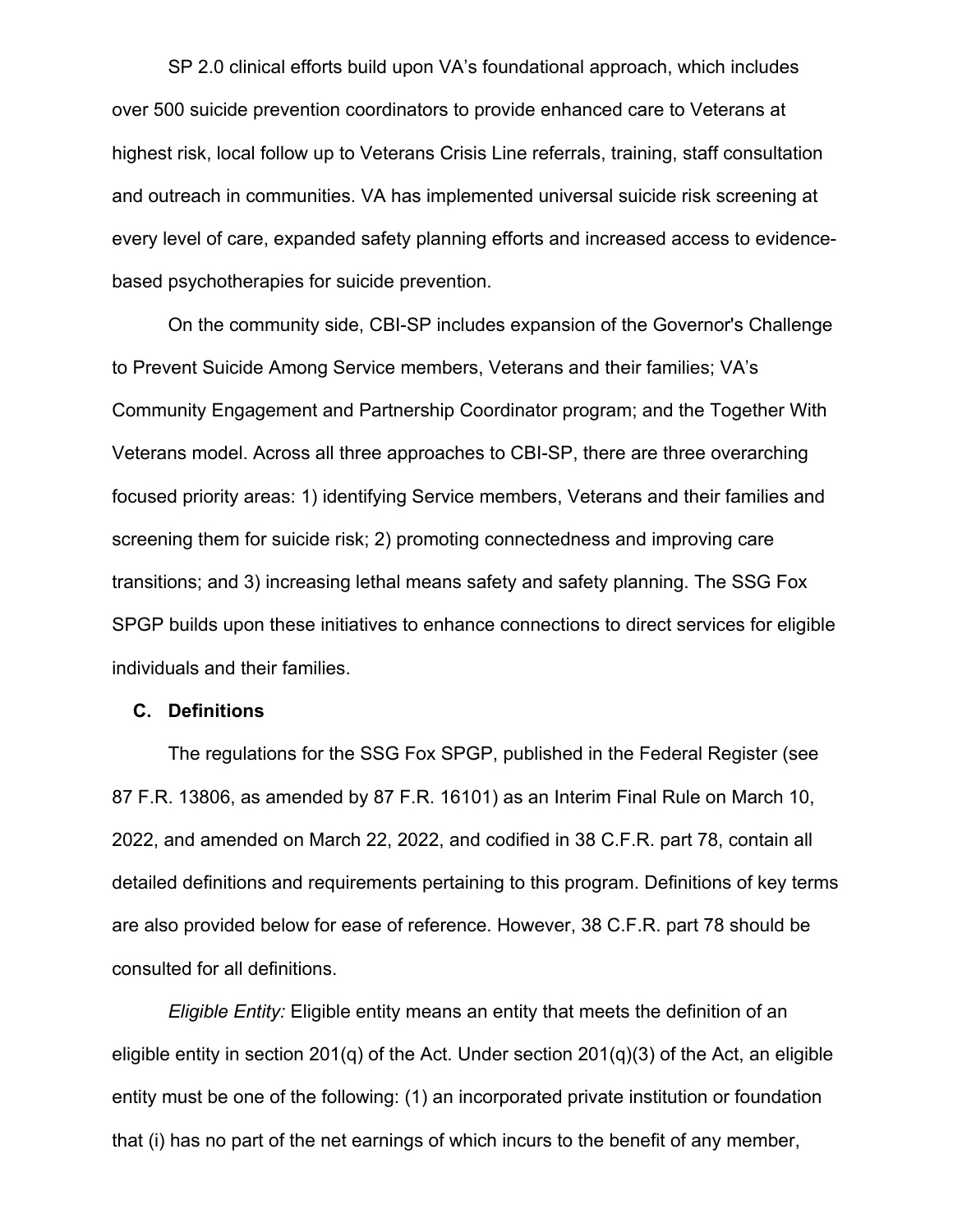SP 2.0 clinical efforts build upon VA's foundational approach, which includes over 500 suicide prevention coordinators to provide enhanced care to Veterans at highest risk, local follow up to Veterans Crisis Line referrals, training, staff consultation and outreach in communities. VA has implemented universal suicide risk screening at every level of care, expanded safety planning efforts and increased access to evidence-based psychotherapies for suicide prevention.

On the community side, CBI-SP includes expansion of the Governor's Challenge to Prevent Suicide Among Service members, Veterans and their families; VA's Community Engagement and Partnership Coordinator program; and the Together With Veterans model. Across all three approaches to CBI-SP, there are three overarching focused priority areas: 1) identifying Service members, Veterans and their families and screening them for suicide risk; 2) promoting connectedness and improving care transitions; and 3) increasing lethal means safety and safety planning. The SSG Fox SPGP builds upon these initiatives to enhance connections to direct services for eligible individuals and their families.

### C. Definitions

The regulations for the SSG Fox SPGP, published in the Federal Register (see 87 F.R. 13806, as amended by 87 F.R. 16101) as an Interim Final Rule on March 10, 2022, and amended on March 22, 2022, and codified in 38 C.F.R. part 78, contain all detailed definitions and requirements pertaining to this program. Definitions of key terms are also provided below for ease of reference. However, 38 C.F.R. part 78 should be consulted for all definitions.

*Eligible Entity:* Eligible entity means an entity that meets the definition of an eligible entity in section 201(q) of the Act. Under section 201(q)(3) of the Act, an eligible entity must be one of the following: (1) an incorporated private institution or foundation that (i) has no part of the net earnings of which incurs to the benefit of any member,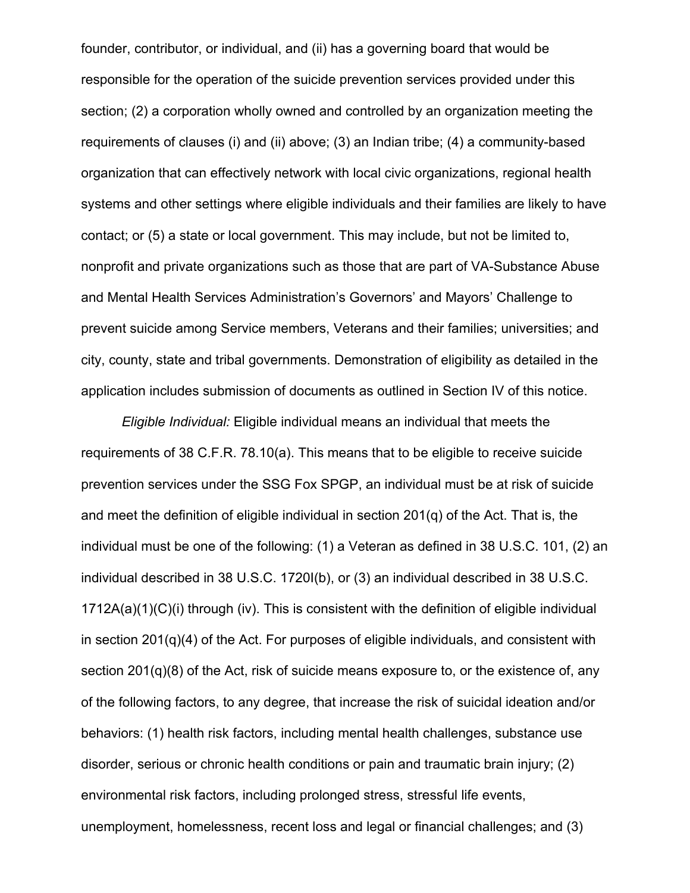founder, contributor, or individual, and (ii) has a governing board that would be responsible for the operation of the suicide prevention services provided under this section; (2) a corporation wholly owned and controlled by an organization meeting the requirements of clauses (i) and (ii) above; (3) an Indian tribe; (4) a community-based organization that can effectively network with local civic organizations, regional health systems and other settings where eligible individuals and their families are likely to have contact; or (5) a state or local government. This may include, but not be limited to, nonprofit and private organizations such as those that are part of VA-Substance Abuse and Mental Health Services Administration's Governors' and Mayors' Challenge to prevent suicide among Service members, Veterans and their families; universities; and city, county, state and tribal governments. Demonstration of eligibility as detailed in the application includes submission of documents as outlined in Section IV of this notice.

*Eligible Individual:* Eligible individual means an individual that meets the requirements of 38 C.F.R. 78.10(a). This means that to be eligible to receive suicide prevention services under the SSG Fox SPGP, an individual must be at risk of suicide and meet the definition of eligible individual in section 201(q) of the Act. That is, the individual must be one of the following: (1) a Veteran as defined in 38 U.S.C. 101, (2) an individual described in 38 U.S.C. 1720I(b), or (3) an individual described in 38 U.S.C. 1712A(a)(1)(C)(i) through (iv). This is consistent with the definition of eligible individual in section 201(q)(4) of the Act. For purposes of eligible individuals, and consistent with section 201(q)(8) of the Act, risk of suicide means exposure to, or the existence of, any of the following factors, to any degree, that increase the risk of suicidal ideation and/or behaviors: (1) health risk factors, including mental health challenges, substance use disorder, serious or chronic health conditions or pain and traumatic brain injury; (2) environmental risk factors, including prolonged stress, stressful life events, unemployment, homelessness, recent loss and legal or financial challenges; and (3)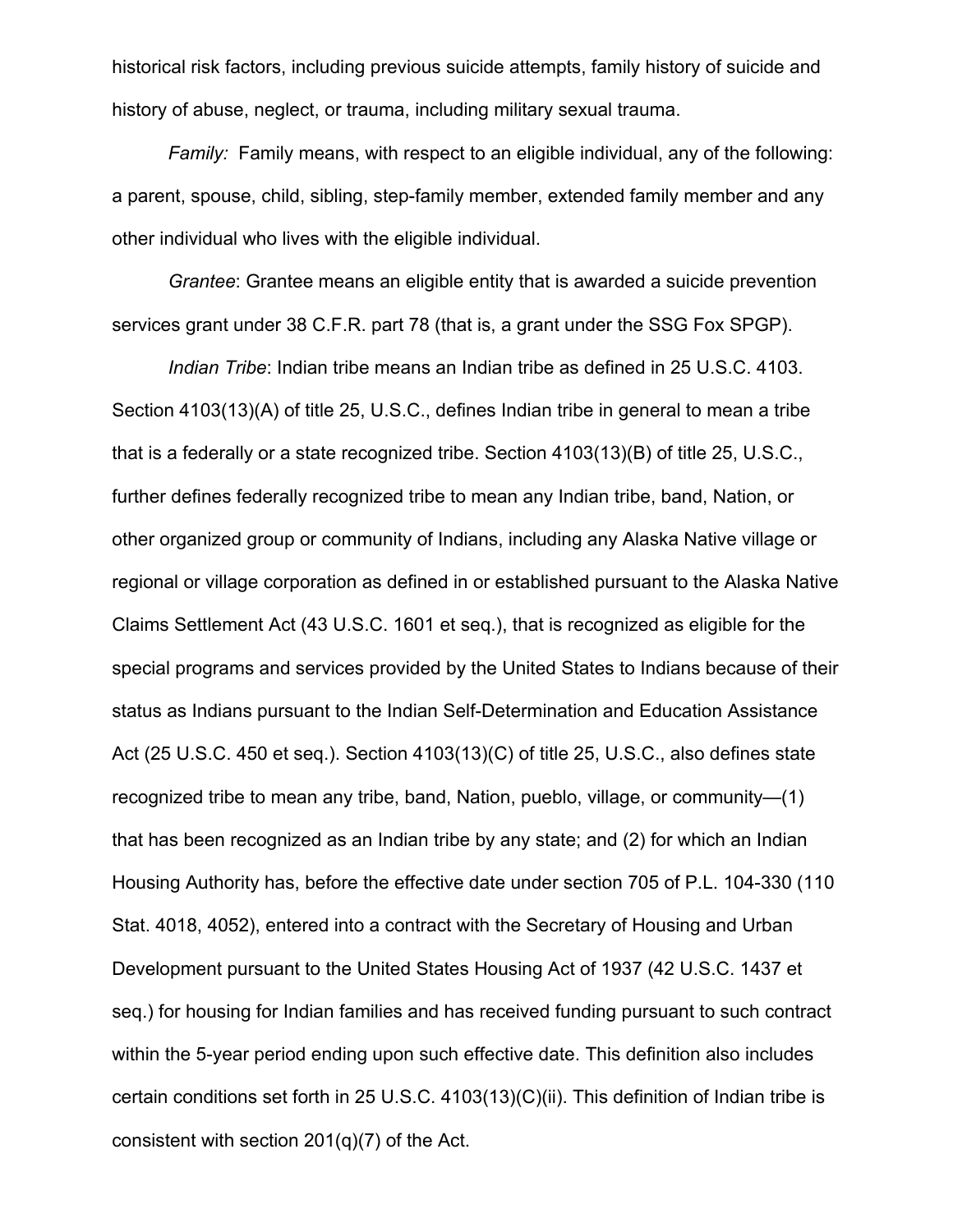historical risk factors, including previous suicide attempts, family history of suicide and history of abuse, neglect, or trauma, including military sexual trauma.

*Family:* Family means, with respect to an eligible individual, any of the following: a parent, spouse, child, sibling, step-family member, extended family member and any other individual who lives with the eligible individual.

*Grantee*: Grantee means an eligible entity that is awarded a suicide prevention services grant under 38 C.F.R. part 78 (that is, a grant under the SSG Fox SPGP).

*Indian Tribe*: Indian tribe means an Indian tribe as defined in 25 U.S.C. 4103. Section 4103(13)(A) of title 25, U.S.C., defines Indian tribe in general to mean a tribe that is a federally or a state recognized tribe. Section 4103(13)(B) of title 25, U.S.C., further defines federally recognized tribe to mean any Indian tribe, band, Nation, or other organized group or community of Indians, including any Alaska Native village or regional or village corporation as defined in or established pursuant to the Alaska Native Claims Settlement Act (43 U.S.C. 1601 et seq.), that is recognized as eligible for the special programs and services provided by the United States to Indians because of their status as Indians pursuant to the Indian Self-Determination and Education Assistance Act (25 U.S.C. 450 et seq.). Section 4103(13)(C) of title 25, U.S.C., also defines state recognized tribe to mean any tribe, band, Nation, pueblo, village, or community—(1) that has been recognized as an Indian tribe by any state; and (2) for which an Indian Housing Authority has, before the effective date under section 705 of P.L. 104-330 (110 Stat. 4018, 4052), entered into a contract with the Secretary of Housing and Urban Development pursuant to the United States Housing Act of 1937 (42 U.S.C. 1437 et seq.) for housing for Indian families and has received funding pursuant to such contract within the 5-year period ending upon such effective date. This definition also includes certain conditions set forth in 25 U.S.C. 4103(13)(C)(ii). This definition of Indian tribe is consistent with section 201(q)(7) of the Act.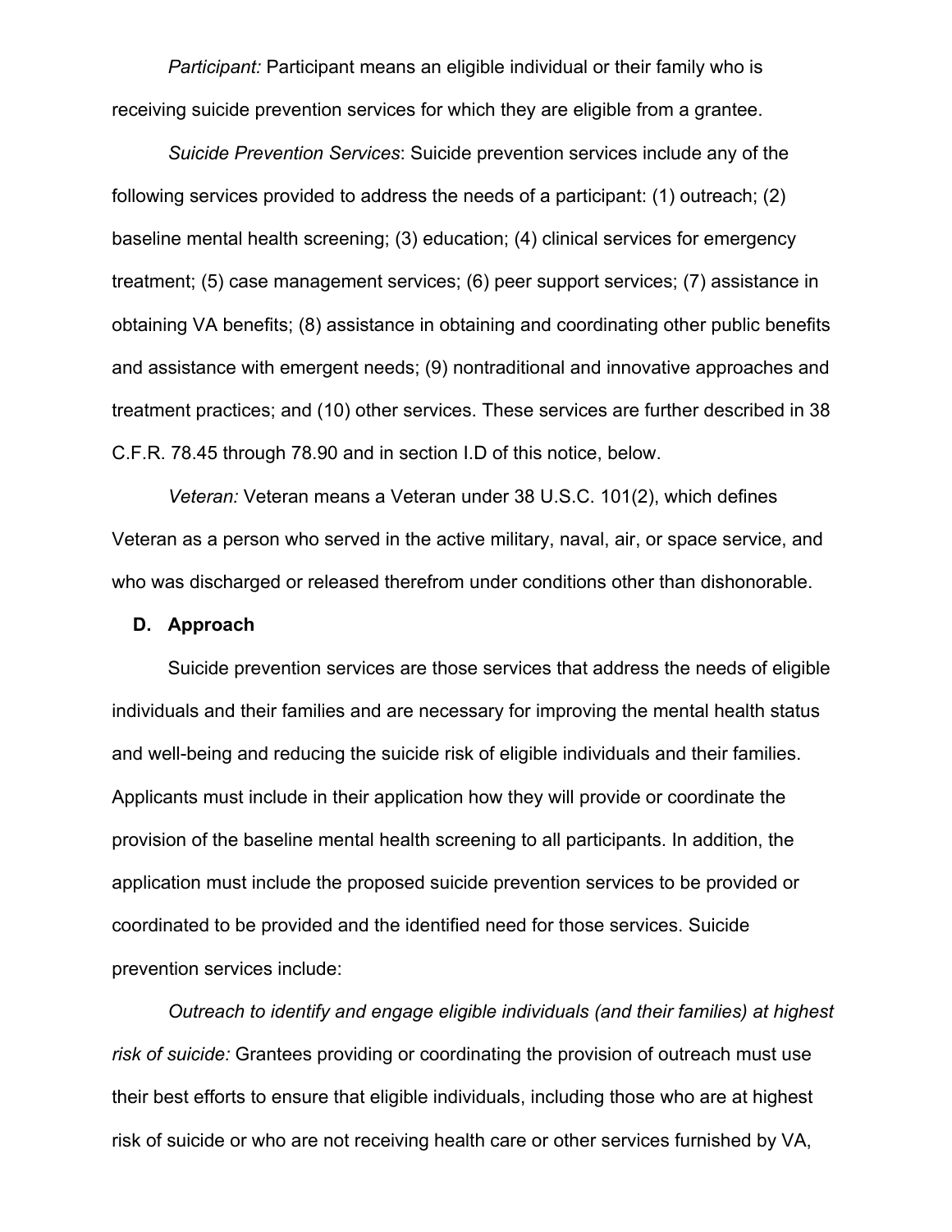*Participant:* Participant means an eligible individual or their family who is receiving suicide prevention services for which they are eligible from a grantee.

*Suicide Prevention Services*: Suicide prevention services include any of the following services provided to address the needs of a participant: (1) outreach; (2) baseline mental health screening; (3) education; (4) clinical services for emergency treatment; (5) case management services; (6) peer support services; (7) assistance in obtaining VA benefits; (8) assistance in obtaining and coordinating other public benefits and assistance with emergent needs; (9) nontraditional and innovative approaches and treatment practices; and (10) other services. These services are further described in 38 C.F.R. 78.45 through 78.90 and in section I.D of this notice, below.

*Veteran:* Veteran means a Veteran under 38 U.S.C. 101(2), which defines Veteran as a person who served in the active military, naval, air, or space service, and who was discharged or released therefrom under conditions other than dishonorable.

**D. Approach**

Suicide prevention services are those services that address the needs of eligible individuals and their families and are necessary for improving the mental health status and well-being and reducing the suicide risk of eligible individuals and their families. Applicants must include in their application how they will provide or coordinate the provision of the baseline mental health screening to all participants. In addition, the application must include the proposed suicide prevention services to be provided or coordinated to be provided and the identified need for those services. Suicide prevention services include:

*Outreach to identify and engage eligible individuals (and their families) at highest risk of suicide:* Grantees providing or coordinating the provision of outreach must use their best efforts to ensure that eligible individuals, including those who are at highest risk of suicide or who are not receiving health care or other services furnished by VA,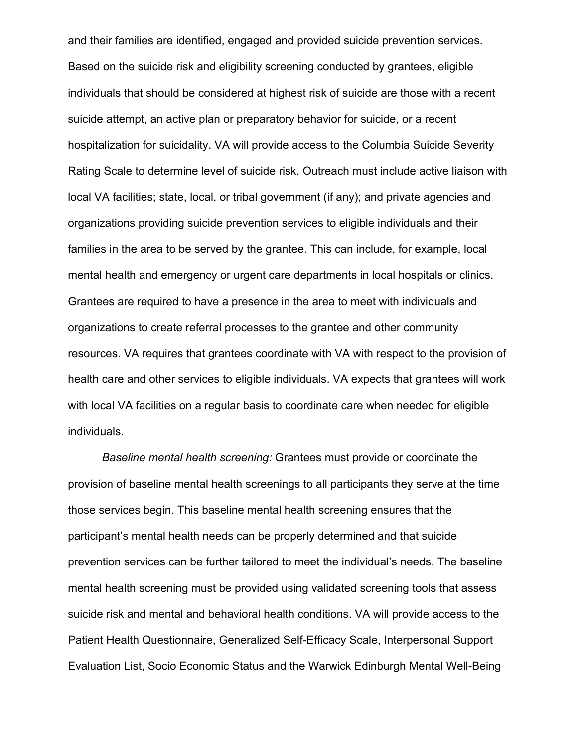and their families are identified, engaged and provided suicide prevention services. Based on the suicide risk and eligibility screening conducted by grantees, eligible individuals that should be considered at highest risk of suicide are those with a recent suicide attempt, an active plan or preparatory behavior for suicide, or a recent hospitalization for suicidality. VA will provide access to the Columbia Suicide Severity Rating Scale to determine level of suicide risk. Outreach must include active liaison with local VA facilities; state, local, or tribal government (if any); and private agencies and organizations providing suicide prevention services to eligible individuals and their families in the area to be served by the grantee. This can include, for example, local mental health and emergency or urgent care departments in local hospitals or clinics. Grantees are required to have a presence in the area to meet with individuals and organizations to create referral processes to the grantee and other community resources. VA requires that grantees coordinate with VA with respect to the provision of health care and other services to eligible individuals. VA expects that grantees will work with local VA facilities on a regular basis to coordinate care when needed for eligible individuals.

*Baseline mental health screening:* Grantees must provide or coordinate the provision of baseline mental health screenings to all participants they serve at the time those services begin. This baseline mental health screening ensures that the participant's mental health needs can be properly determined and that suicide prevention services can be further tailored to meet the individual's needs. The baseline mental health screening must be provided using validated screening tools that assess suicide risk and mental and behavioral health conditions. VA will provide access to the Patient Health Questionnaire, Generalized Self-Efficacy Scale, Interpersonal Support Evaluation List, Socio Economic Status and the Warwick Edinburgh Mental Well-Being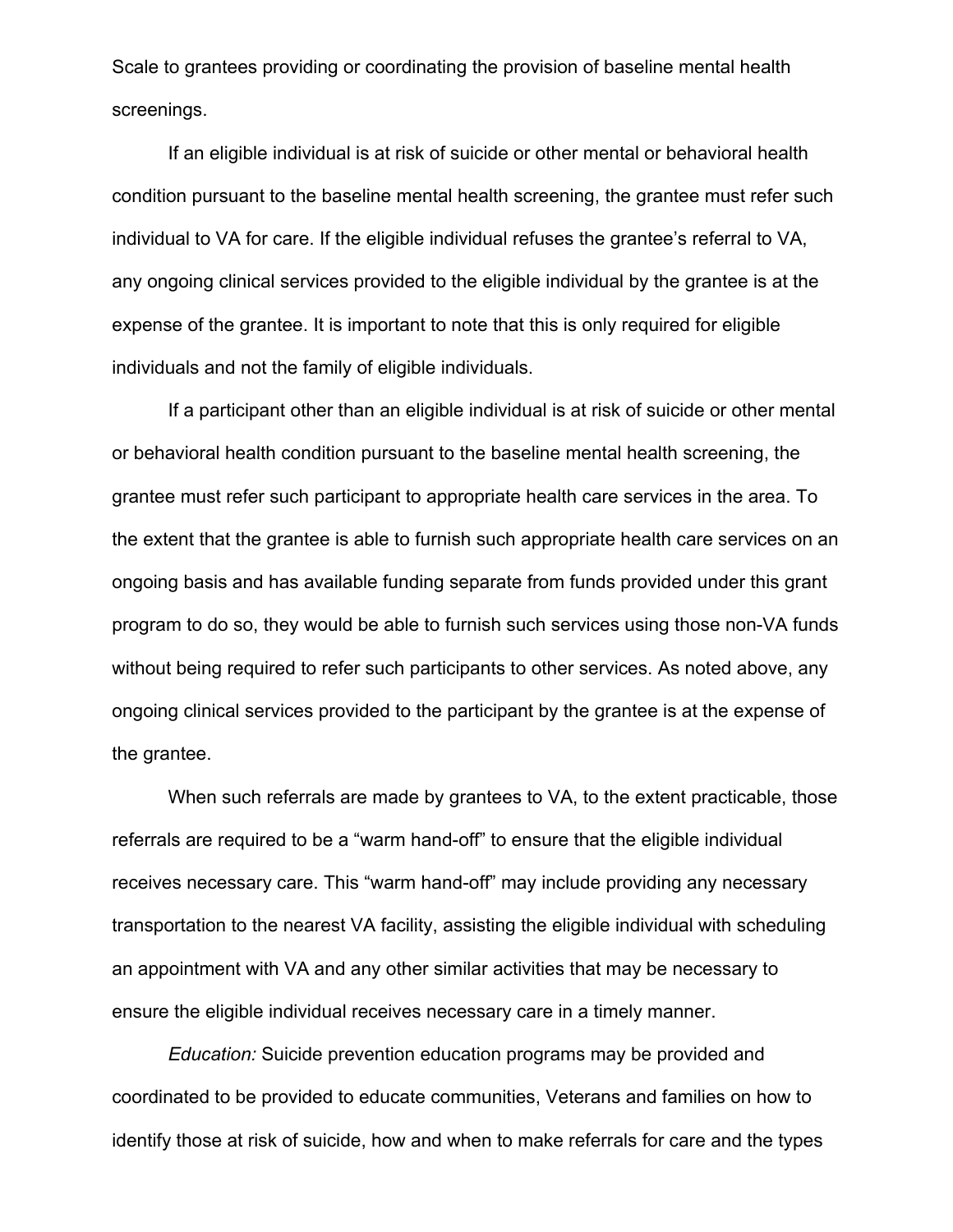Scale to grantees providing or coordinating the provision of baseline mental health screenings.

If an eligible individual is at risk of suicide or other mental or behavioral health condition pursuant to the baseline mental health screening, the grantee must refer such individual to VA for care. If the eligible individual refuses the grantee's referral to VA, any ongoing clinical services provided to the eligible individual by the grantee is at the expense of the grantee. It is important to note that this is only required for eligible individuals and not the family of eligible individuals.

If a participant other than an eligible individual is at risk of suicide or other mental or behavioral health condition pursuant to the baseline mental health screening, the grantee must refer such participant to appropriate health care services in the area. To the extent that the grantee is able to furnish such appropriate health care services on an ongoing basis and has available funding separate from funds provided under this grant program to do so, they would be able to furnish such services using those non-VA funds without being required to refer such participants to other services. As noted above, any ongoing clinical services provided to the participant by the grantee is at the expense of the grantee.

When such referrals are made by grantees to VA, to the extent practicable, those referrals are required to be a "warm hand-off" to ensure that the eligible individual receives necessary care. This "warm hand-off" may include providing any necessary transportation to the nearest VA facility, assisting the eligible individual with scheduling an appointment with VA and any other similar activities that may be necessary to ensure the eligible individual receives necessary care in a timely manner.

*Education:* Suicide prevention education programs may be provided and coordinated to be provided to educate communities, Veterans and families on how to identify those at risk of suicide, how and when to make referrals for care and the types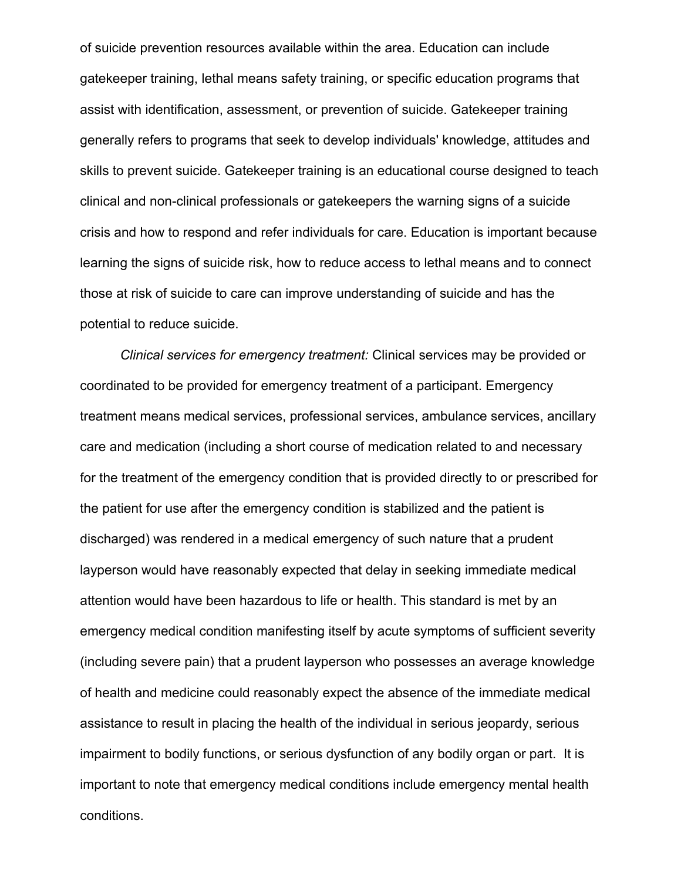of suicide prevention resources available within the area. Education can include gatekeeper training, lethal means safety training, or specific education programs that assist with identification, assessment, or prevention of suicide. Gatekeeper training generally refers to programs that seek to develop individuals' knowledge, attitudes and skills to prevent suicide. Gatekeeper training is an educational course designed to teach clinical and non-clinical professionals or gatekeepers the warning signs of a suicide crisis and how to respond and refer individuals for care. Education is important because learning the signs of suicide risk, how to reduce access to lethal means and to connect those at risk of suicide to care can improve understanding of suicide and has the potential to reduce suicide.

*Clinical services for emergency treatment:* Clinical services may be provided or coordinated to be provided for emergency treatment of a participant. Emergency treatment means medical services, professional services, ambulance services, ancillary care and medication (including a short course of medication related to and necessary for the treatment of the emergency condition that is provided directly to or prescribed for the patient for use after the emergency condition is stabilized and the patient is discharged) was rendered in a medical emergency of such nature that a prudent layperson would have reasonably expected that delay in seeking immediate medical attention would have been hazardous to life or health. This standard is met by an emergency medical condition manifesting itself by acute symptoms of sufficient severity (including severe pain) that a prudent layperson who possesses an average knowledge of health and medicine could reasonably expect the absence of the immediate medical assistance to result in placing the health of the individual in serious jeopardy, serious impairment to bodily functions, or serious dysfunction of any bodily organ or part. It is important to note that emergency medical conditions include emergency mental health conditions.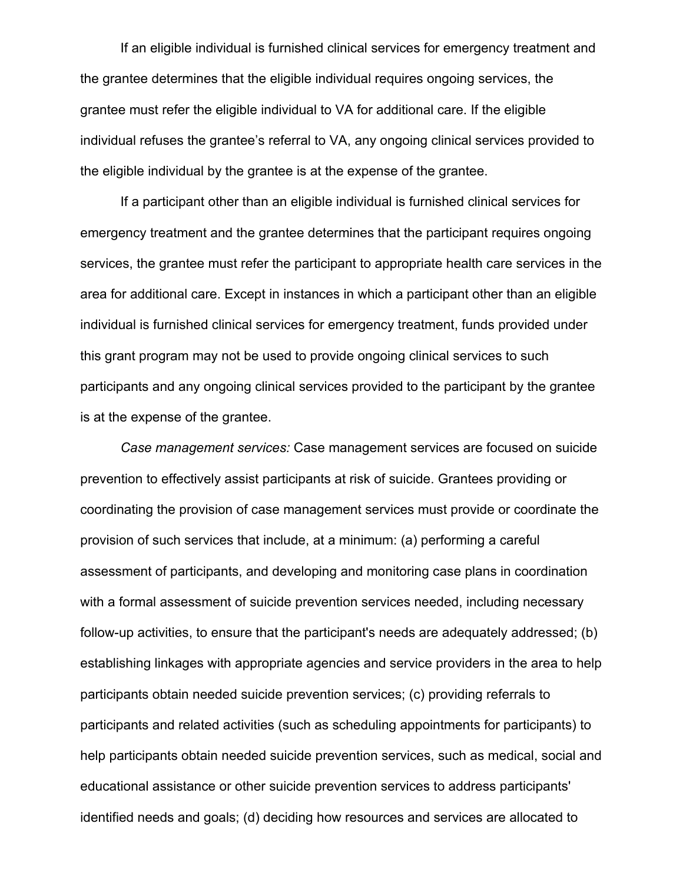If an eligible individual is furnished clinical services for emergency treatment and the grantee determines that the eligible individual requires ongoing services, the grantee must refer the eligible individual to VA for additional care. If the eligible individual refuses the grantee's referral to VA, any ongoing clinical services provided to the eligible individual by the grantee is at the expense of the grantee.

If a participant other than an eligible individual is furnished clinical services for emergency treatment and the grantee determines that the participant requires ongoing services, the grantee must refer the participant to appropriate health care services in the area for additional care. Except in instances in which a participant other than an eligible individual is furnished clinical services for emergency treatment, funds provided under this grant program may not be used to provide ongoing clinical services to such participants and any ongoing clinical services provided to the participant by the grantee is at the expense of the grantee.

*Case management services:* Case management services are focused on suicide prevention to effectively assist participants at risk of suicide. Grantees providing or coordinating the provision of case management services must provide or coordinate the provision of such services that include, at a minimum: (a) performing a careful assessment of participants, and developing and monitoring case plans in coordination with a formal assessment of suicide prevention services needed, including necessary follow-up activities, to ensure that the participant's needs are adequately addressed; (b) establishing linkages with appropriate agencies and service providers in the area to help participants obtain needed suicide prevention services; (c) providing referrals to participants and related activities (such as scheduling appointments for participants) to help participants obtain needed suicide prevention services, such as medical, social and educational assistance or other suicide prevention services to address participants' identified needs and goals; (d) deciding how resources and services are allocated to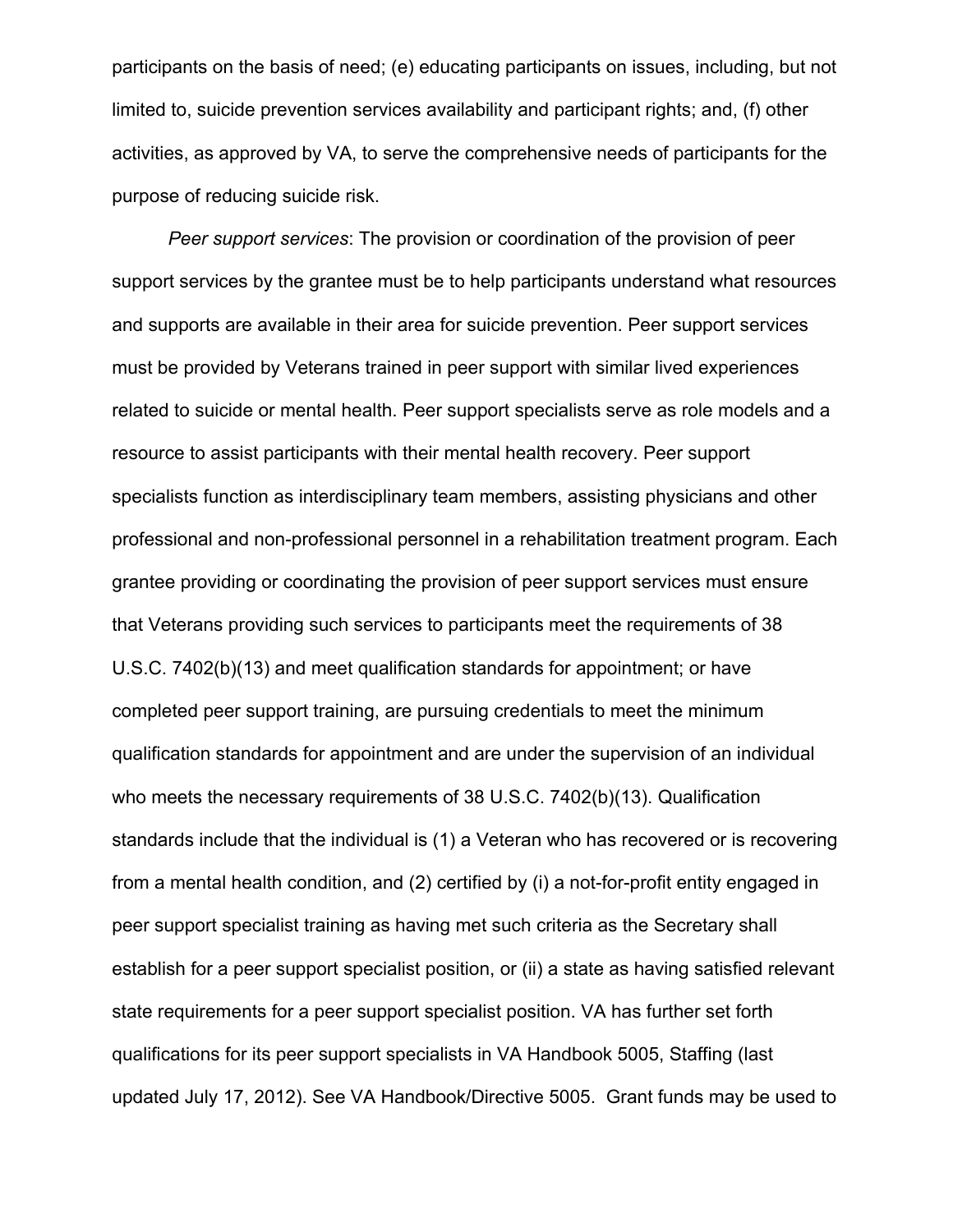participants on the basis of need; (e) educating participants on issues, including, but not limited to, suicide prevention services availability and participant rights; and, (f) other activities, as approved by VA, to serve the comprehensive needs of participants for the purpose of reducing suicide risk.

*Peer support services*: The provision or coordination of the provision of peer support services by the grantee must be to help participants understand what resources and supports are available in their area for suicide prevention. Peer support services must be provided by Veterans trained in peer support with similar lived experiences related to suicide or mental health. Peer support specialists serve as role models and a resource to assist participants with their mental health recovery. Peer support specialists function as interdisciplinary team members, assisting physicians and other professional and non-professional personnel in a rehabilitation treatment program. Each grantee providing or coordinating the provision of peer support services must ensure that Veterans providing such services to participants meet the requirements of 38 U.S.C. 7402(b)(13) and meet qualification standards for appointment; or have completed peer support training, are pursuing credentials to meet the minimum qualification standards for appointment and are under the supervision of an individual who meets the necessary requirements of 38 U.S.C. 7402(b)(13). Qualification standards include that the individual is (1) a Veteran who has recovered or is recovering from a mental health condition, and (2) certified by (i) a not-for-profit entity engaged in peer support specialist training as having met such criteria as the Secretary shall establish for a peer support specialist position, or (ii) a state as having satisfied relevant state requirements for a peer support specialist position. VA has further set forth qualifications for its peer support specialists in VA Handbook 5005, Staffing (last updated July 17, 2012). See VA Handbook/Directive 5005. Grant funds may be used to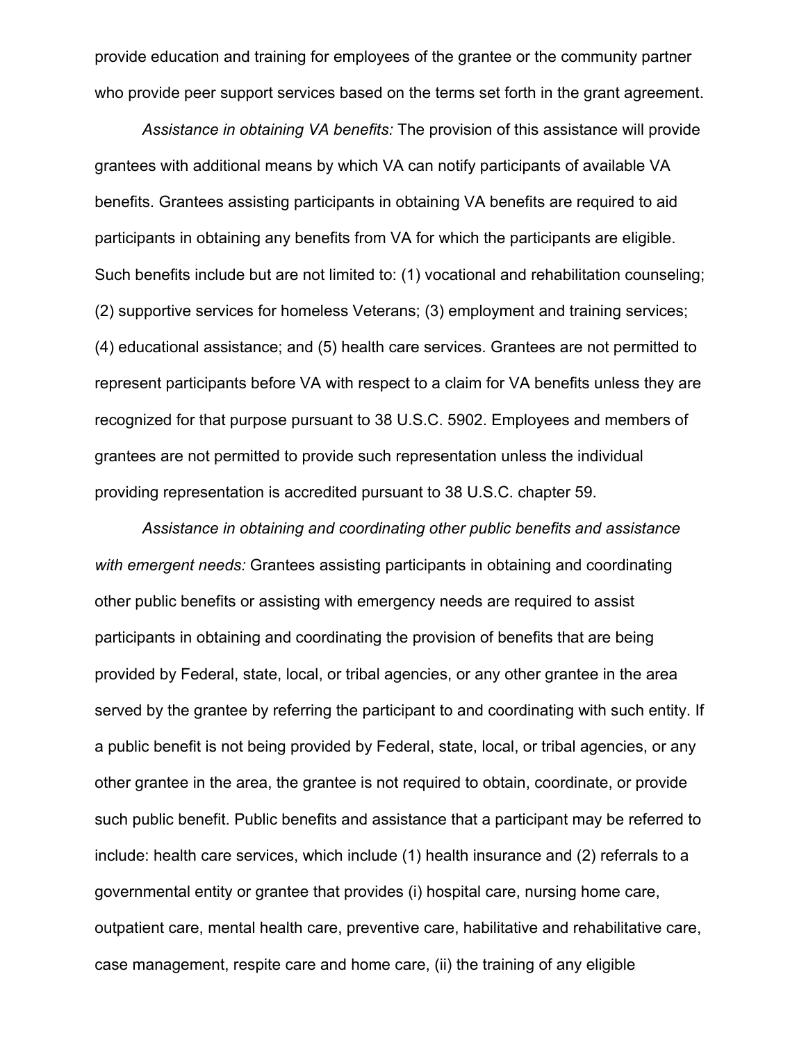provide education and training for employees of the grantee or the community partner who provide peer support services based on the terms set forth in the grant agreement.

*Assistance in obtaining VA benefits:* The provision of this assistance will provide grantees with additional means by which VA can notify participants of available VA benefits. Grantees assisting participants in obtaining VA benefits are required to aid participants in obtaining any benefits from VA for which the participants are eligible. Such benefits include but are not limited to: (1) vocational and rehabilitation counseling; (2) supportive services for homeless Veterans; (3) employment and training services; (4) educational assistance; and (5) health care services. Grantees are not permitted to represent participants before VA with respect to a claim for VA benefits unless they are recognized for that purpose pursuant to 38 U.S.C. 5902. Employees and members of grantees are not permitted to provide such representation unless the individual providing representation is accredited pursuant to 38 U.S.C. chapter 59.

*Assistance in obtaining and coordinating other public benefits and assistance with emergent needs:* Grantees assisting participants in obtaining and coordinating other public benefits or assisting with emergency needs are required to assist participants in obtaining and coordinating the provision of benefits that are being provided by Federal, state, local, or tribal agencies, or any other grantee in the area served by the grantee by referring the participant to and coordinating with such entity. If a public benefit is not being provided by Federal, state, local, or tribal agencies, or any other grantee in the area, the grantee is not required to obtain, coordinate, or provide such public benefit. Public benefits and assistance that a participant may be referred to include: health care services, which include (1) health insurance and (2) referrals to a governmental entity or grantee that provides (i) hospital care, nursing home care, outpatient care, mental health care, preventive care, habilitative and rehabilitative care, case management, respite care and home care, (ii) the training of any eligible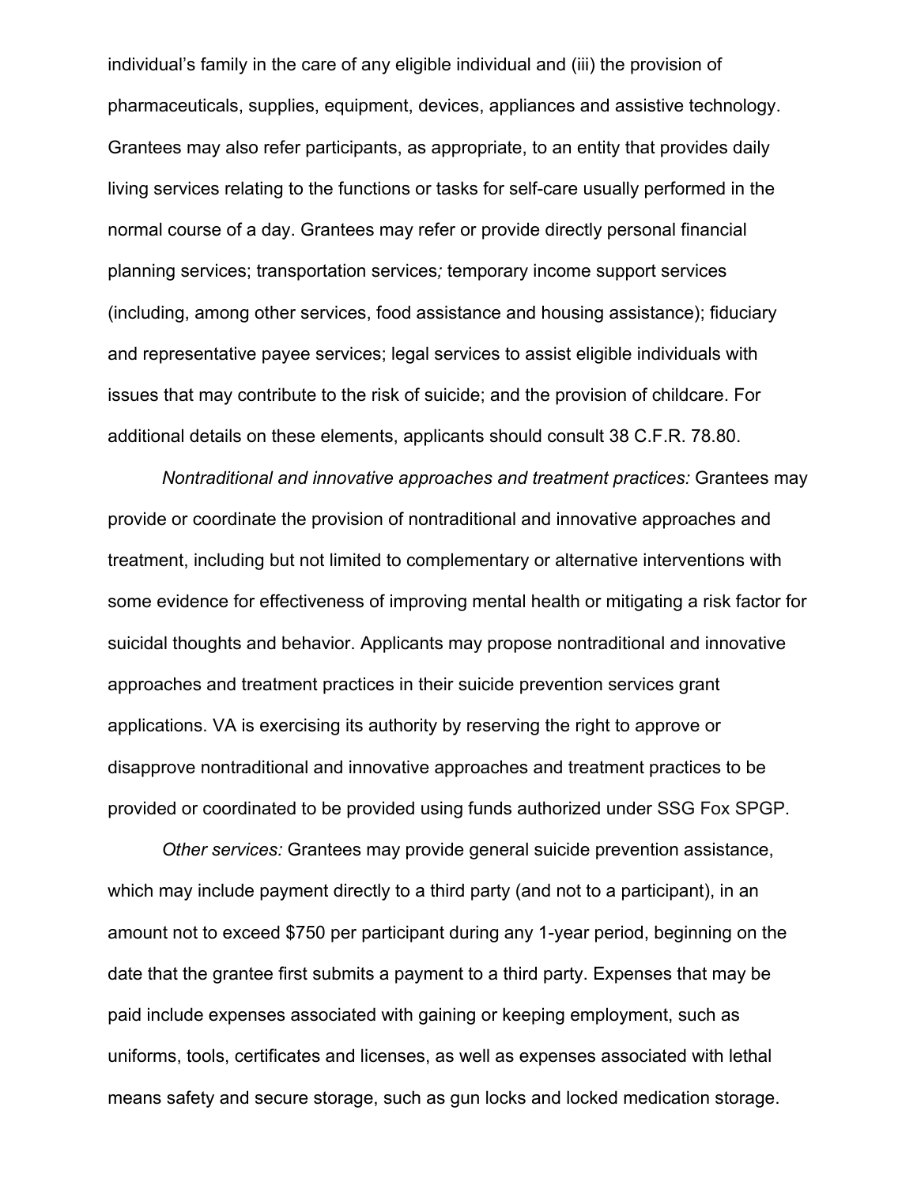individual's family in the care of any eligible individual and (iii) the provision of pharmaceuticals, supplies, equipment, devices, appliances and assistive technology. Grantees may also refer participants, as appropriate, to an entity that provides daily living services relating to the functions or tasks for self-care usually performed in the normal course of a day. Grantees may refer or provide directly personal financial planning services; transportation services; temporary income support services (including, among other services, food assistance and housing assistance); fiduciary and representative payee services; legal services to assist eligible individuals with issues that may contribute to the risk of suicide; and the provision of childcare. For additional details on these elements, applicants should consult 38 C.F.R. 78.80.

*Nontraditional and innovative approaches and treatment practices:* Grantees may provide or coordinate the provision of nontraditional and innovative approaches and treatment, including but not limited to complementary or alternative interventions with some evidence for effectiveness of improving mental health or mitigating a risk factor for suicidal thoughts and behavior. Applicants may propose nontraditional and innovative approaches and treatment practices in their suicide prevention services grant applications. VA is exercising its authority by reserving the right to approve or disapprove nontraditional and innovative approaches and treatment practices to be provided or coordinated to be provided using funds authorized under SSG Fox SPGP.

*Other services:* Grantees may provide general suicide prevention assistance, which may include payment directly to a third party (and not to a participant), in an amount not to exceed $750 per participant during any 1-year period, beginning on the date that the grantee first submits a payment to a third party. Expenses that may be paid include expenses associated with gaining or keeping employment, such as uniforms, tools, certificates and licenses, as well as expenses associated with lethal means safety and secure storage, such as gun locks and locked medication storage.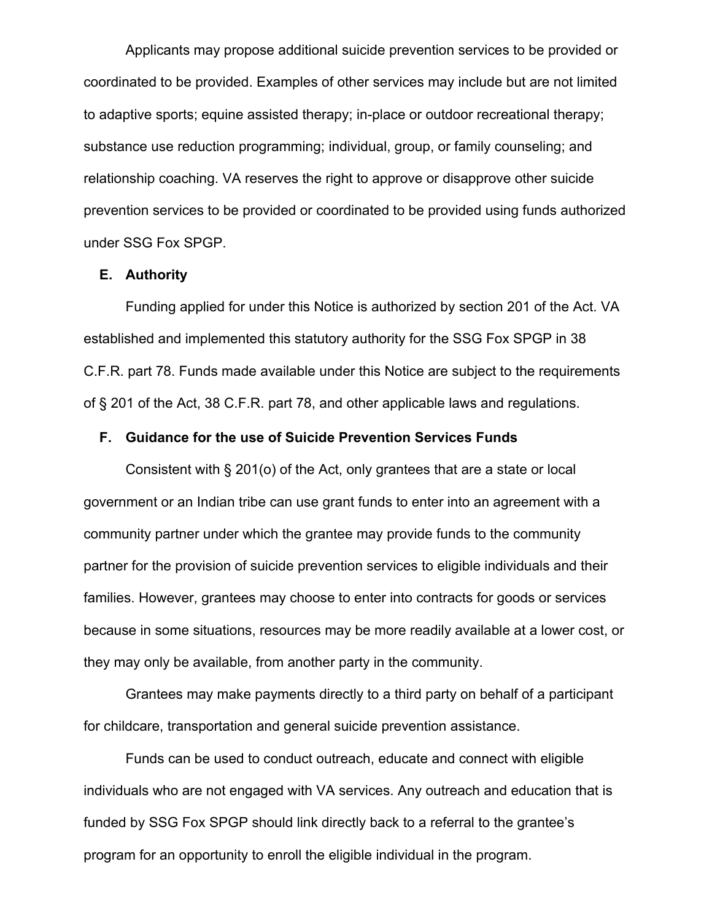Applicants may propose additional suicide prevention services to be provided or coordinated to be provided. Examples of other services may include but are not limited to adaptive sports; equine assisted therapy; in-place or outdoor recreational therapy; substance use reduction programming; individual, group, or family counseling; and relationship coaching. VA reserves the right to approve or disapprove other suicide prevention services to be provided or coordinated to be provided using funds authorized under SSG Fox SPGP.

### E. Authority

Funding applied for under this Notice is authorized by section 201 of the Act. VA established and implemented this statutory authority for the SSG Fox SPGP in 38 C.F.R. part 78. Funds made available under this Notice are subject to the requirements of § 201 of the Act, 38 C.F.R. part 78, and other applicable laws and regulations.

### F. Guidance for the use of Suicide Prevention Services Funds

Consistent with § 201(o) of the Act, only grantees that are a state or local government or an Indian tribe can use grant funds to enter into an agreement with a community partner under which the grantee may provide funds to the community partner for the provision of suicide prevention services to eligible individuals and their families. However, grantees may choose to enter into contracts for goods or services because in some situations, resources may be more readily available at a lower cost, or they may only be available, from another party in the community.

Grantees may make payments directly to a third party on behalf of a participant for childcare, transportation and general suicide prevention assistance.

Funds can be used to conduct outreach, educate and connect with eligible individuals who are not engaged with VA services. Any outreach and education that is funded by SSG Fox SPGP should link directly back to a referral to the grantee's program for an opportunity to enroll the eligible individual in the program.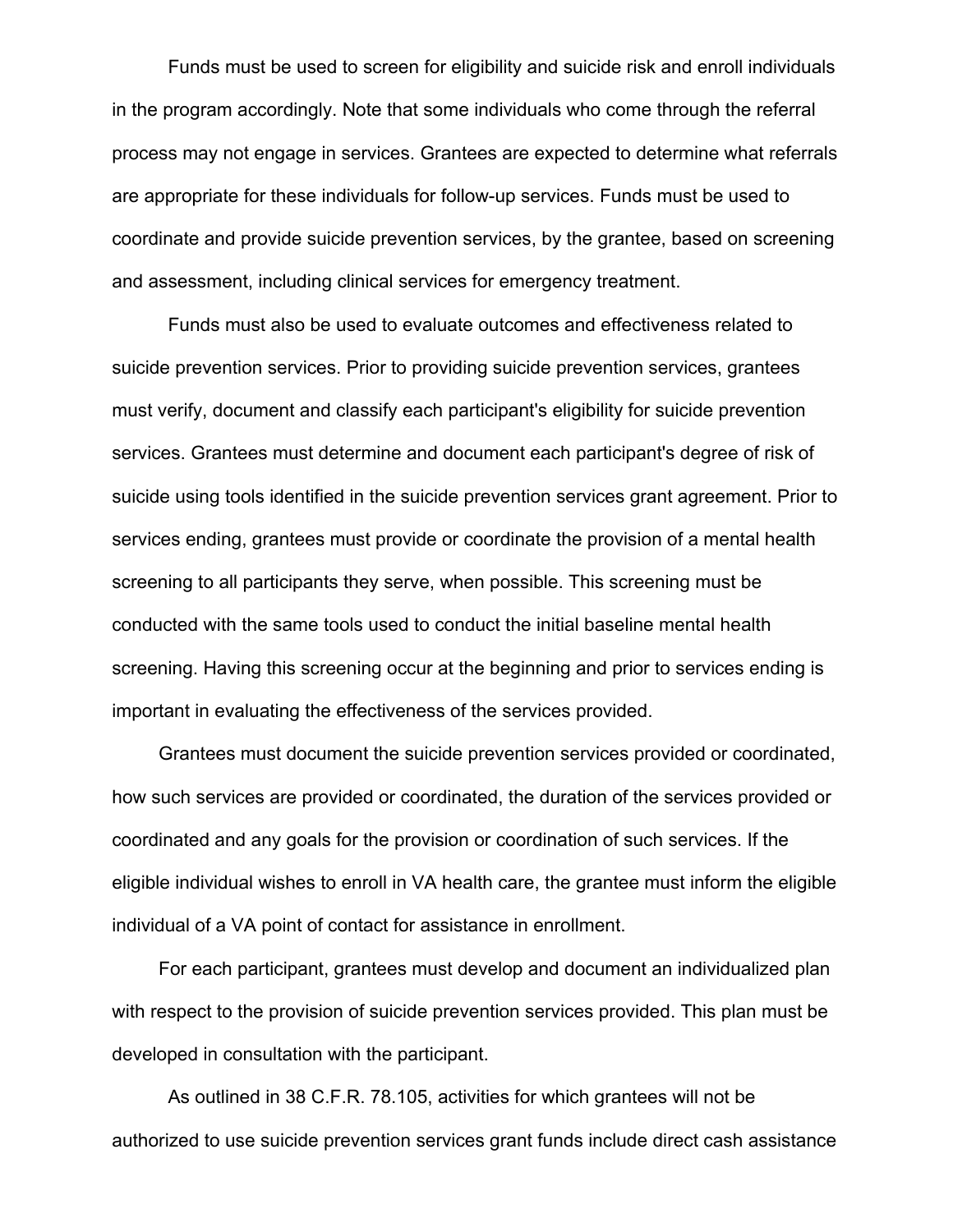Funds must be used to screen for eligibility and suicide risk and enroll individuals in the program accordingly. Note that some individuals who come through the referral process may not engage in services. Grantees are expected to determine what referrals are appropriate for these individuals for follow-up services. Funds must be used to coordinate and provide suicide prevention services, by the grantee, based on screening and assessment, including clinical services for emergency treatment.

Funds must also be used to evaluate outcomes and effectiveness related to suicide prevention services. Prior to providing suicide prevention services, grantees must verify, document and classify each participant's eligibility for suicide prevention services. Grantees must determine and document each participant's degree of risk of suicide using tools identified in the suicide prevention services grant agreement. Prior to services ending, grantees must provide or coordinate the provision of a mental health screening to all participants they serve, when possible. This screening must be conducted with the same tools used to conduct the initial baseline mental health screening. Having this screening occur at the beginning and prior to services ending is important in evaluating the effectiveness of the services provided.

Grantees must document the suicide prevention services provided or coordinated, how such services are provided or coordinated, the duration of the services provided or coordinated and any goals for the provision or coordination of such services. If the eligible individual wishes to enroll in VA health care, the grantee must inform the eligible individual of a VA point of contact for assistance in enrollment.

For each participant, grantees must develop and document an individualized plan with respect to the provision of suicide prevention services provided. This plan must be developed in consultation with the participant.

As outlined in 38 C.F.R. 78.105, activities for which grantees will not be authorized to use suicide prevention services grant funds include direct cash assistance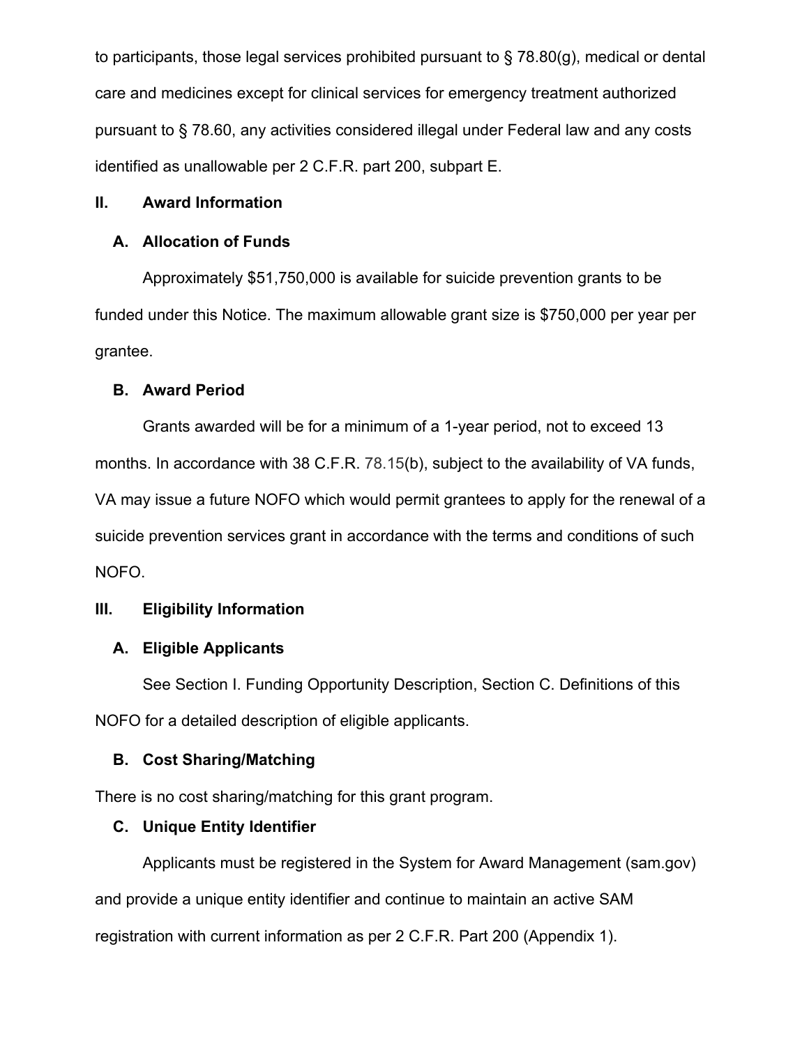to participants, those legal services prohibited pursuant to § 78.80(g), medical or dental care and medicines except for clinical services for emergency treatment authorized pursuant to § 78.60, any activities considered illegal under Federal law and any costs identified as unallowable per 2 C.F.R. part 200, subpart E.

## II. Award Information

### A. Allocation of Funds

Approximately $51,750,000 is available for suicide prevention grants to be funded under this Notice. The maximum allowable grant size is $750,000 per year per grantee.

### B. Award Period

Grants awarded will be for a minimum of a 1-year period, not to exceed 13 months. In accordance with 38 C.F.R. 78.15(b), subject to the availability of VA funds, VA may issue a future NOFO which would permit grantees to apply for the renewal of a suicide prevention services grant in accordance with the terms and conditions of such NOFO.

## III. Eligibility Information

### A. Eligible Applicants

See Section I. Funding Opportunity Description, Section C. Definitions of this NOFO for a detailed description of eligible applicants.

### B. Cost Sharing/Matching

There is no cost sharing/matching for this grant program.

### C. Unique Entity Identifier

Applicants must be registered in the System for Award Management (sam.gov) and provide a unique entity identifier and continue to maintain an active SAM registration with current information as per 2 C.F.R. Part 200 (Appendix 1).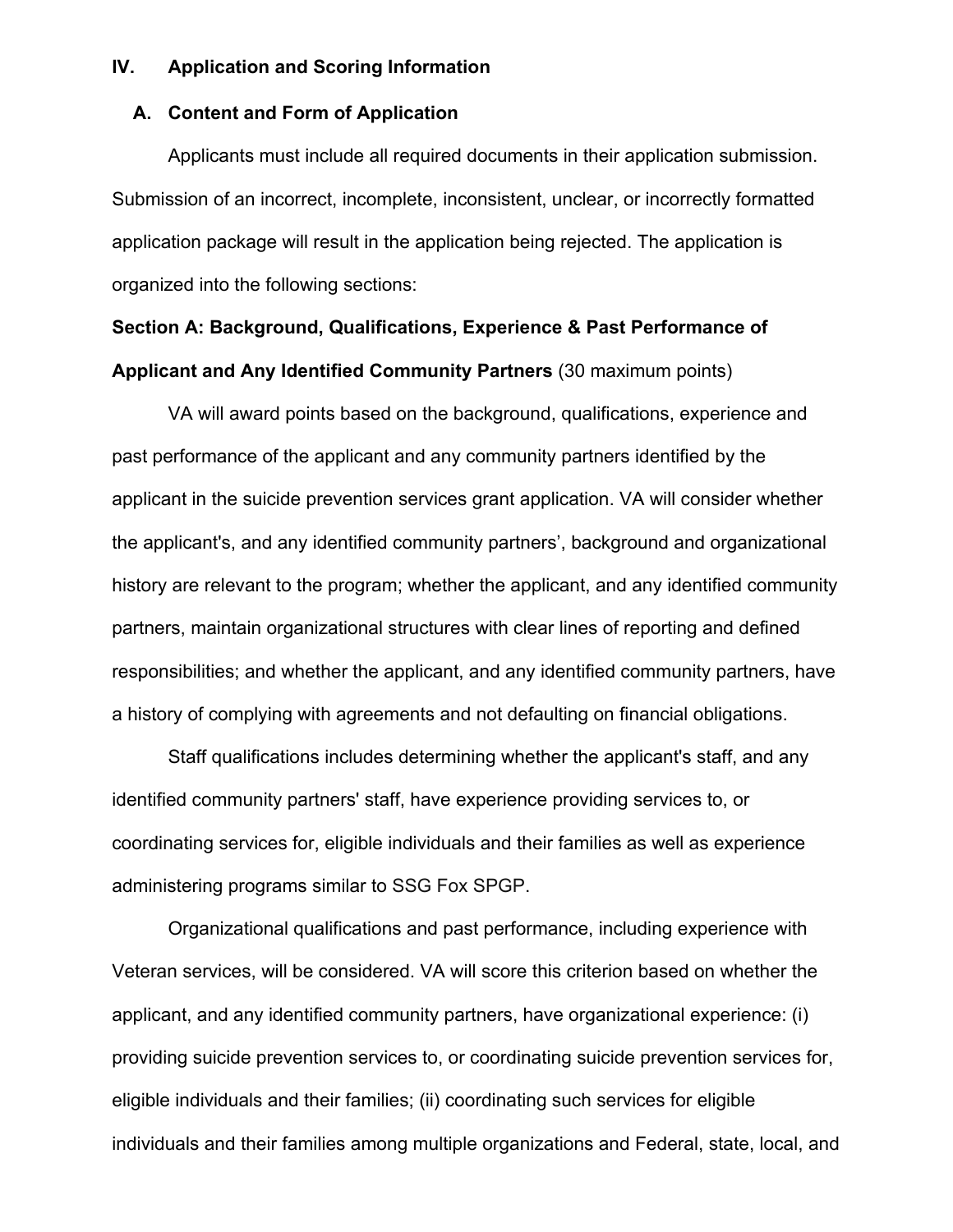## IV. Application and Scoring Information

### A. Content and Form of Application

Applicants must include all required documents in their application submission. Submission of an incorrect, incomplete, inconsistent, unclear, or incorrectly formatted application package will result in the application being rejected. The application is organized into the following sections:

**Section A: Background, Qualifications, Experience & Past Performance of Applicant and Any Identified Community Partners** (30 maximum points)

VA will award points based on the background, qualifications, experience and past performance of the applicant and any community partners identified by the applicant in the suicide prevention services grant application. VA will consider whether the applicant's, and any identified community partners', background and organizational history are relevant to the program; whether the applicant, and any identified community partners, maintain organizational structures with clear lines of reporting and defined responsibilities; and whether the applicant, and any identified community partners, have a history of complying with agreements and not defaulting on financial obligations.

Staff qualifications includes determining whether the applicant's staff, and any identified community partners' staff, have experience providing services to, or coordinating services for, eligible individuals and their families as well as experience administering programs similar to SSG Fox SPGP.

Organizational qualifications and past performance, including experience with Veteran services, will be considered. VA will score this criterion based on whether the applicant, and any identified community partners, have organizational experience: (i) providing suicide prevention services to, or coordinating suicide prevention services for, eligible individuals and their families; (ii) coordinating such services for eligible individuals and their families among multiple organizations and Federal, state, local, and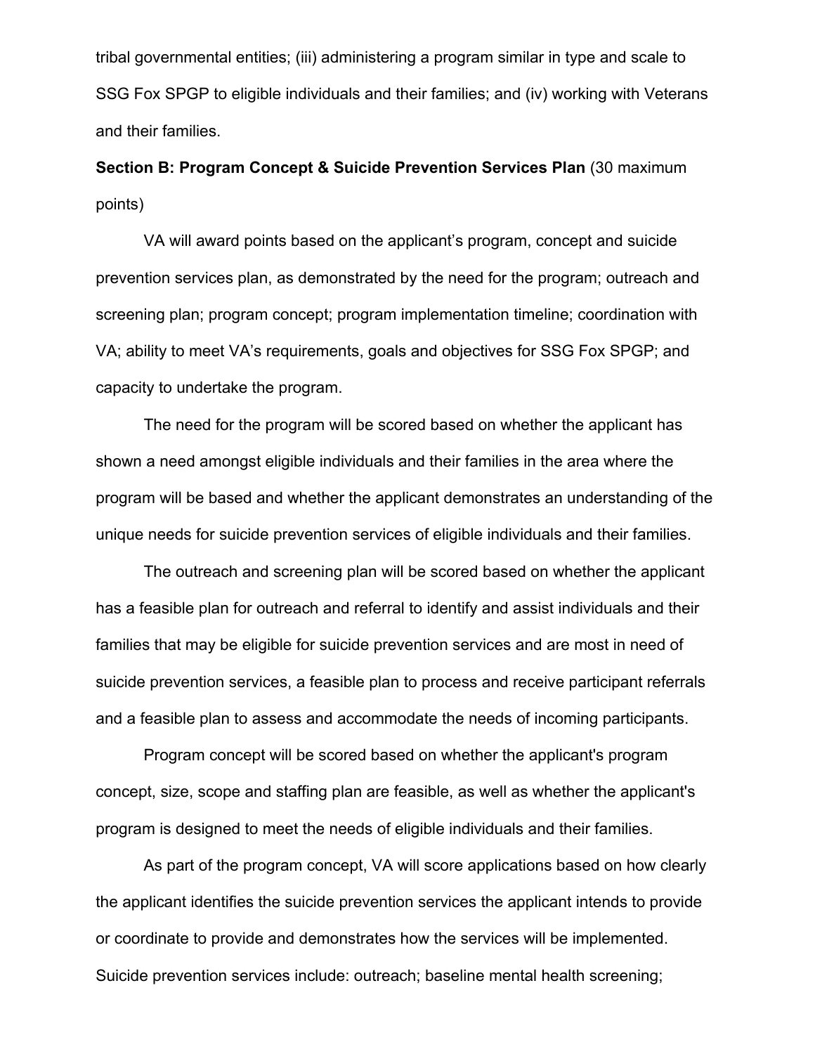tribal governmental entities; (iii) administering a program similar in type and scale to SSG Fox SPGP to eligible individuals and their families; and (iv) working with Veterans and their families.

**Section B: Program Concept & Suicide Prevention Services Plan** (30 maximum points)

VA will award points based on the applicant's program, concept and suicide prevention services plan, as demonstrated by the need for the program; outreach and screening plan; program concept; program implementation timeline; coordination with VA; ability to meet VA's requirements, goals and objectives for SSG Fox SPGP; and capacity to undertake the program.

The need for the program will be scored based on whether the applicant has shown a need amongst eligible individuals and their families in the area where the program will be based and whether the applicant demonstrates an understanding of the unique needs for suicide prevention services of eligible individuals and their families.

The outreach and screening plan will be scored based on whether the applicant has a feasible plan for outreach and referral to identify and assist individuals and their families that may be eligible for suicide prevention services and are most in need of suicide prevention services, a feasible plan to process and receive participant referrals and a feasible plan to assess and accommodate the needs of incoming participants.

Program concept will be scored based on whether the applicant's program concept, size, scope and staffing plan are feasible, as well as whether the applicant's program is designed to meet the needs of eligible individuals and their families.

As part of the program concept, VA will score applications based on how clearly the applicant identifies the suicide prevention services the applicant intends to provide or coordinate to provide and demonstrates how the services will be implemented. Suicide prevention services include: outreach; baseline mental health screening;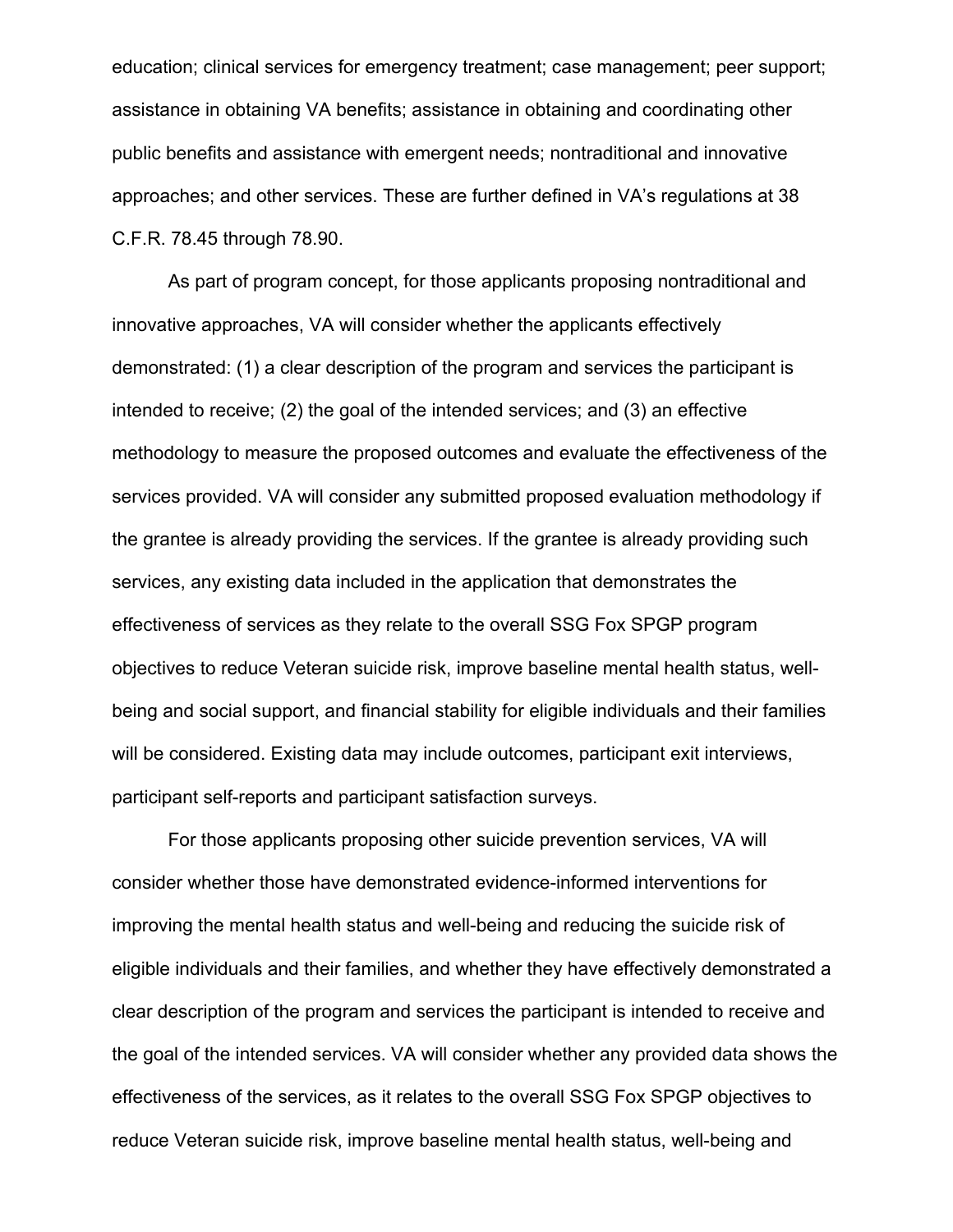education; clinical services for emergency treatment; case management; peer support; assistance in obtaining VA benefits; assistance in obtaining and coordinating other public benefits and assistance with emergent needs; nontraditional and innovative approaches; and other services. These are further defined in VA's regulations at 38 C.F.R. 78.45 through 78.90.

As part of program concept, for those applicants proposing nontraditional and innovative approaches, VA will consider whether the applicants effectively demonstrated: (1) a clear description of the program and services the participant is intended to receive; (2) the goal of the intended services; and (3) an effective methodology to measure the proposed outcomes and evaluate the effectiveness of the services provided. VA will consider any submitted proposed evaluation methodology if the grantee is already providing the services. If the grantee is already providing such services, any existing data included in the application that demonstrates the effectiveness of services as they relate to the overall SSG Fox SPGP program objectives to reduce Veteran suicide risk, improve baseline mental health status, well-being and social support, and financial stability for eligible individuals and their families will be considered. Existing data may include outcomes, participant exit interviews, participant self-reports and participant satisfaction surveys.

For those applicants proposing other suicide prevention services, VA will consider whether those have demonstrated evidence-informed interventions for improving the mental health status and well-being and reducing the suicide risk of eligible individuals and their families, and whether they have effectively demonstrated a clear description of the program and services the participant is intended to receive and the goal of the intended services. VA will consider whether any provided data shows the effectiveness of the services, as it relates to the overall SSG Fox SPGP objectives to reduce Veteran suicide risk, improve baseline mental health status, well-being and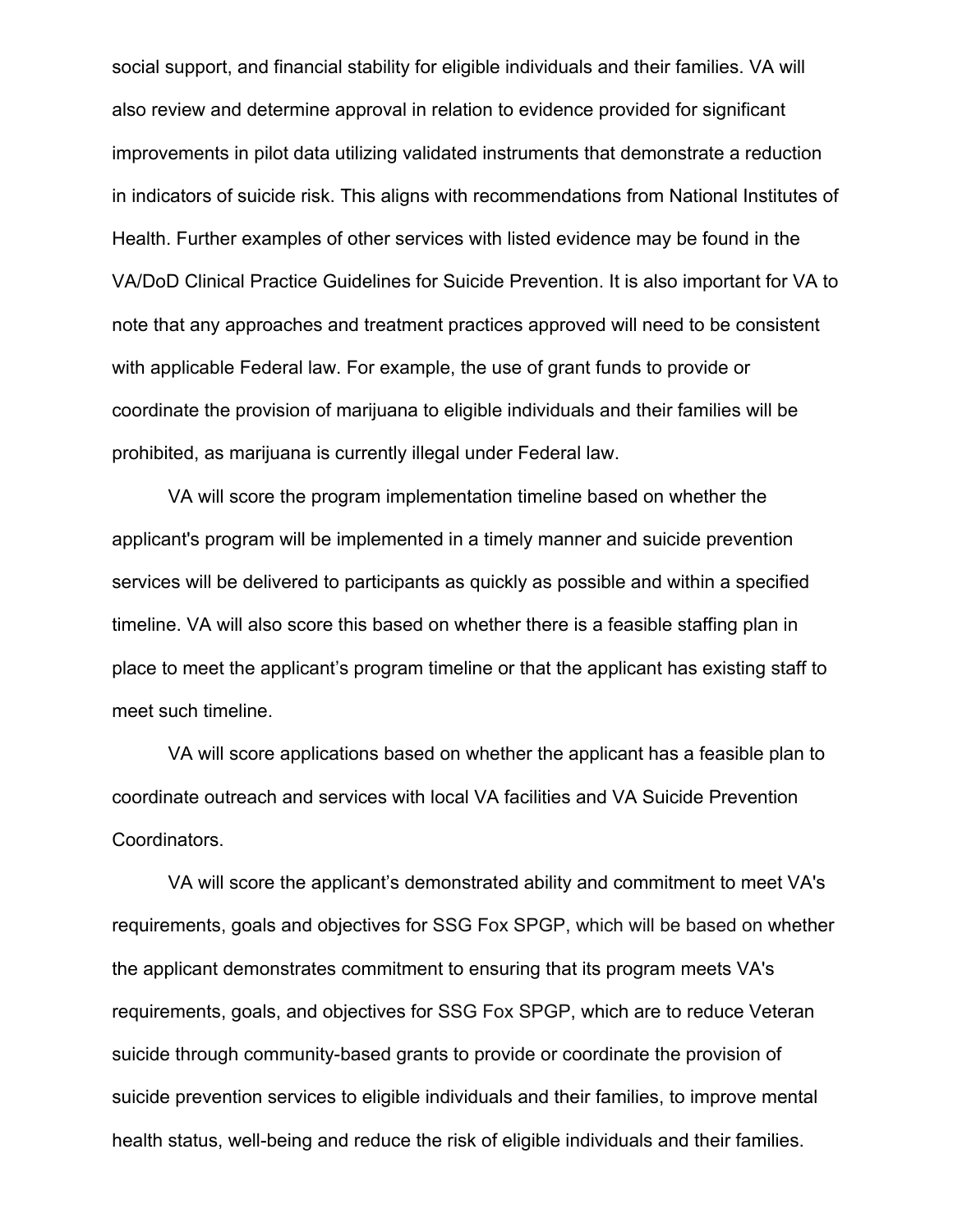social support, and financial stability for eligible individuals and their families. VA will also review and determine approval in relation to evidence provided for significant improvements in pilot data utilizing validated instruments that demonstrate a reduction in indicators of suicide risk. This aligns with recommendations from National Institutes of Health. Further examples of other services with listed evidence may be found in the VA/DoD Clinical Practice Guidelines for Suicide Prevention. It is also important for VA to note that any approaches and treatment practices approved will need to be consistent with applicable Federal law. For example, the use of grant funds to provide or coordinate the provision of marijuana to eligible individuals and their families will be prohibited, as marijuana is currently illegal under Federal law.

VA will score the program implementation timeline based on whether the applicant's program will be implemented in a timely manner and suicide prevention services will be delivered to participants as quickly as possible and within a specified timeline. VA will also score this based on whether there is a feasible staffing plan in place to meet the applicant's program timeline or that the applicant has existing staff to meet such timeline.

VA will score applications based on whether the applicant has a feasible plan to coordinate outreach and services with local VA facilities and VA Suicide Prevention Coordinators.

VA will score the applicant's demonstrated ability and commitment to meet VA's requirements, goals and objectives for SSG Fox SPGP, which will be based on whether the applicant demonstrates commitment to ensuring that its program meets VA's requirements, goals, and objectives for SSG Fox SPGP, which are to reduce Veteran suicide through community-based grants to provide or coordinate the provision of suicide prevention services to eligible individuals and their families, to improve mental health status, well-being and reduce the risk of eligible individuals and their families.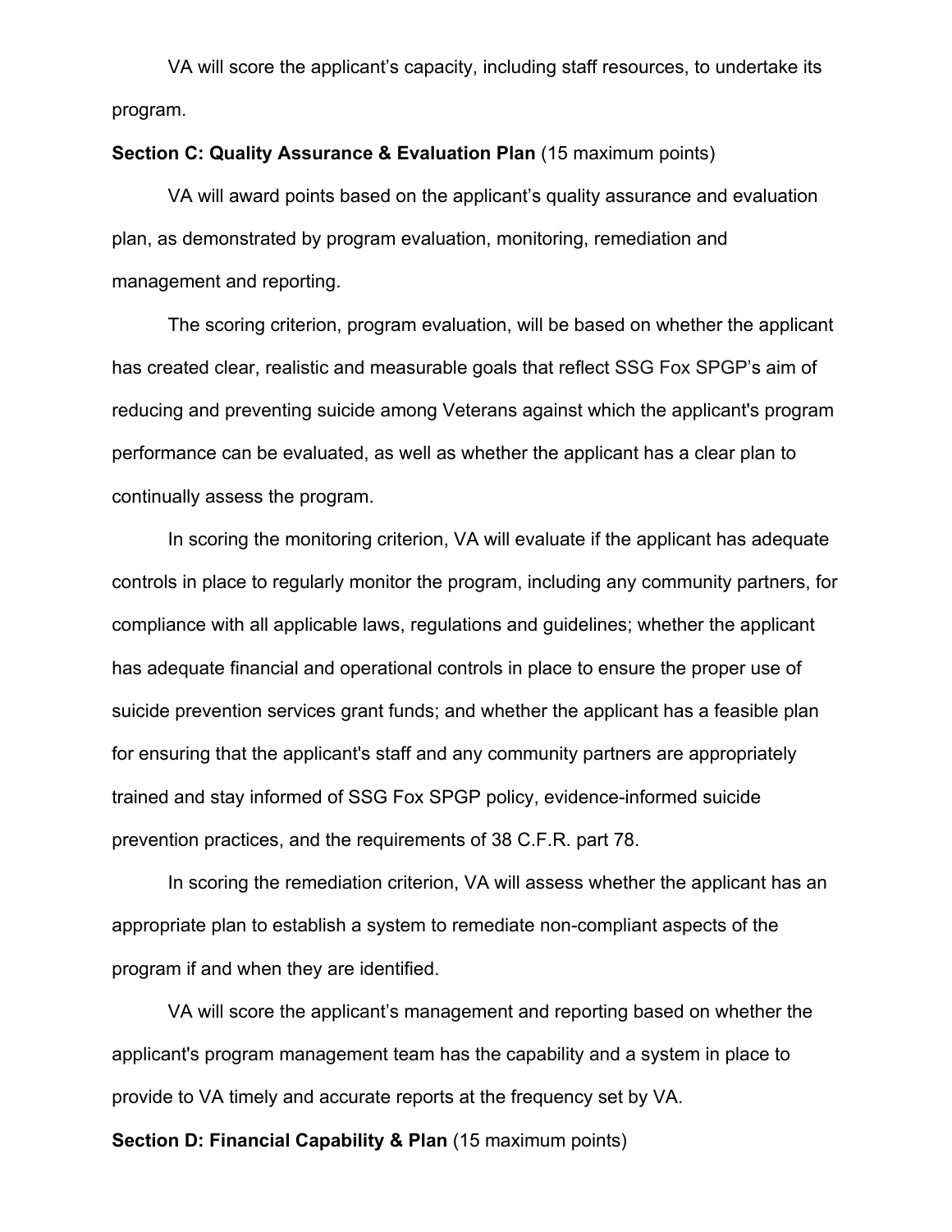VA will score the applicant's capacity, including staff resources, to undertake its program.

**Section C: Quality Assurance & Evaluation Plan** (15 maximum points)

VA will award points based on the applicant's quality assurance and evaluation plan, as demonstrated by program evaluation, monitoring, remediation and management and reporting.

The scoring criterion, program evaluation, will be based on whether the applicant has created clear, realistic and measurable goals that reflect SSG Fox SPGP's aim of reducing and preventing suicide among Veterans against which the applicant's program performance can be evaluated, as well as whether the applicant has a clear plan to continually assess the program.

In scoring the monitoring criterion, VA will evaluate if the applicant has adequate controls in place to regularly monitor the program, including any community partners, for compliance with all applicable laws, regulations and guidelines; whether the applicant has adequate financial and operational controls in place to ensure the proper use of suicide prevention services grant funds; and whether the applicant has a feasible plan for ensuring that the applicant's staff and any community partners are appropriately trained and stay informed of SSG Fox SPGP policy, evidence-informed suicide prevention practices, and the requirements of 38 C.F.R. part 78.

In scoring the remediation criterion, VA will assess whether the applicant has an appropriate plan to establish a system to remediate non-compliant aspects of the program if and when they are identified.

VA will score the applicant's management and reporting based on whether the applicant's program management team has the capability and a system in place to provide to VA timely and accurate reports at the frequency set by VA.

**Section D: Financial Capability & Plan** (15 maximum points)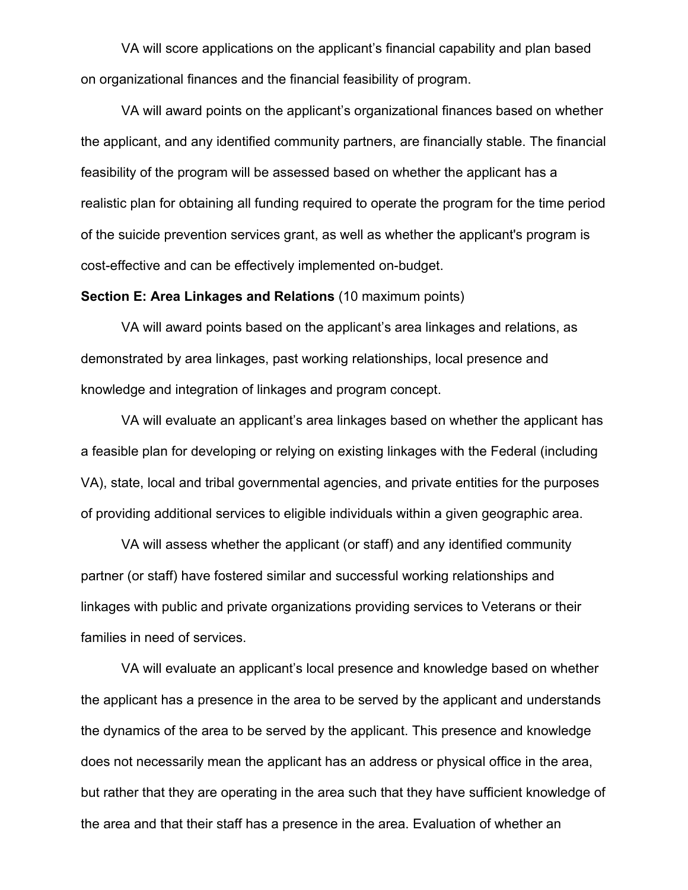VA will score applications on the applicant's financial capability and plan based on organizational finances and the financial feasibility of program.

VA will award points on the applicant's organizational finances based on whether the applicant, and any identified community partners, are financially stable. The financial feasibility of the program will be assessed based on whether the applicant has a realistic plan for obtaining all funding required to operate the program for the time period of the suicide prevention services grant, as well as whether the applicant's program is cost-effective and can be effectively implemented on-budget.

**Section E: Area Linkages and Relations** (10 maximum points)

VA will award points based on the applicant's area linkages and relations, as demonstrated by area linkages, past working relationships, local presence and knowledge and integration of linkages and program concept.

VA will evaluate an applicant's area linkages based on whether the applicant has a feasible plan for developing or relying on existing linkages with the Federal (including VA), state, local and tribal governmental agencies, and private entities for the purposes of providing additional services to eligible individuals within a given geographic area.

VA will assess whether the applicant (or staff) and any identified community partner (or staff) have fostered similar and successful working relationships and linkages with public and private organizations providing services to Veterans or their families in need of services.

VA will evaluate an applicant's local presence and knowledge based on whether the applicant has a presence in the area to be served by the applicant and understands the dynamics of the area to be served by the applicant. This presence and knowledge does not necessarily mean the applicant has an address or physical office in the area, but rather that they are operating in the area such that they have sufficient knowledge of the area and that their staff has a presence in the area. Evaluation of whether an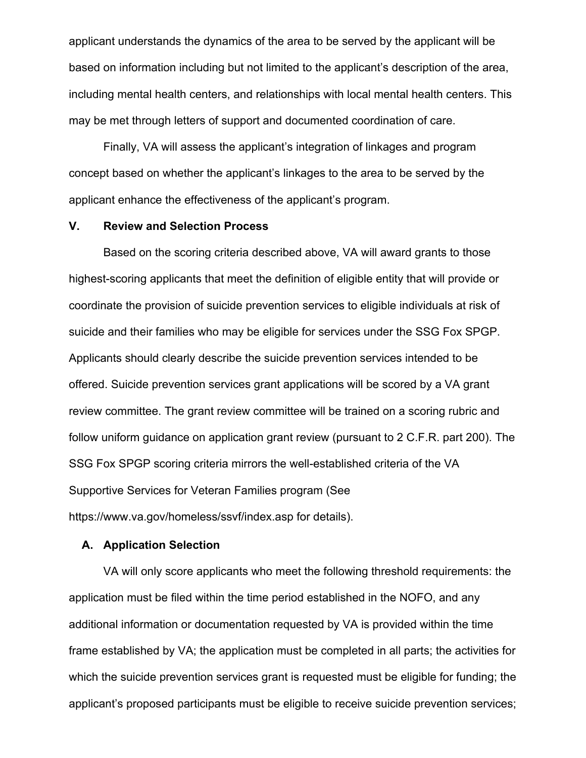applicant understands the dynamics of the area to be served by the applicant will be based on information including but not limited to the applicant's description of the area, including mental health centers, and relationships with local mental health centers. This may be met through letters of support and documented coordination of care.

Finally, VA will assess the applicant's integration of linkages and program concept based on whether the applicant's linkages to the area to be served by the applicant enhance the effectiveness of the applicant's program.

## V. Review and Selection Process

Based on the scoring criteria described above, VA will award grants to those highest-scoring applicants that meet the definition of eligible entity that will provide or coordinate the provision of suicide prevention services to eligible individuals at risk of suicide and their families who may be eligible for services under the SSG Fox SPGP. Applicants should clearly describe the suicide prevention services intended to be offered. Suicide prevention services grant applications will be scored by a VA grant review committee. The grant review committee will be trained on a scoring rubric and follow uniform guidance on application grant review (pursuant to 2 C.F.R. part 200). The SSG Fox SPGP scoring criteria mirrors the well-established criteria of the VA Supportive Services for Veteran Families program (See https://www.va.gov/homeless/ssvf/index.asp for details).

### A. Application Selection

VA will only score applicants who meet the following threshold requirements: the application must be filed within the time period established in the NOFO, and any additional information or documentation requested by VA is provided within the time frame established by VA; the application must be completed in all parts; the activities for which the suicide prevention services grant is requested must be eligible for funding; the applicant's proposed participants must be eligible to receive suicide prevention services;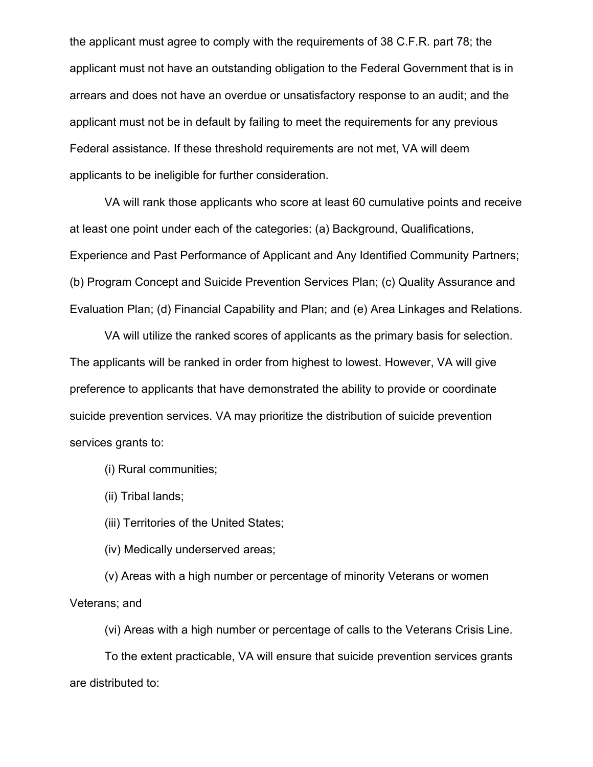the applicant must agree to comply with the requirements of 38 C.F.R. part 78; the applicant must not have an outstanding obligation to the Federal Government that is in arrears and does not have an overdue or unsatisfactory response to an audit; and the applicant must not be in default by failing to meet the requirements for any previous Federal assistance. If these threshold requirements are not met, VA will deem applicants to be ineligible for further consideration.

VA will rank those applicants who score at least 60 cumulative points and receive at least one point under each of the categories: (a) Background, Qualifications, Experience and Past Performance of Applicant and Any Identified Community Partners; (b) Program Concept and Suicide Prevention Services Plan; (c) Quality Assurance and Evaluation Plan; (d) Financial Capability and Plan; and (e) Area Linkages and Relations.

VA will utilize the ranked scores of applicants as the primary basis for selection. The applicants will be ranked in order from highest to lowest. However, VA will give preference to applicants that have demonstrated the ability to provide or coordinate suicide prevention services. VA may prioritize the distribution of suicide prevention services grants to:

(i) Rural communities;

(ii) Tribal lands;

(iii) Territories of the United States;

(iv) Medically underserved areas;

(v) Areas with a high number or percentage of minority Veterans or women Veterans; and

(vi) Areas with a high number or percentage of calls to the Veterans Crisis Line.

To the extent practicable, VA will ensure that suicide prevention services grants are distributed to: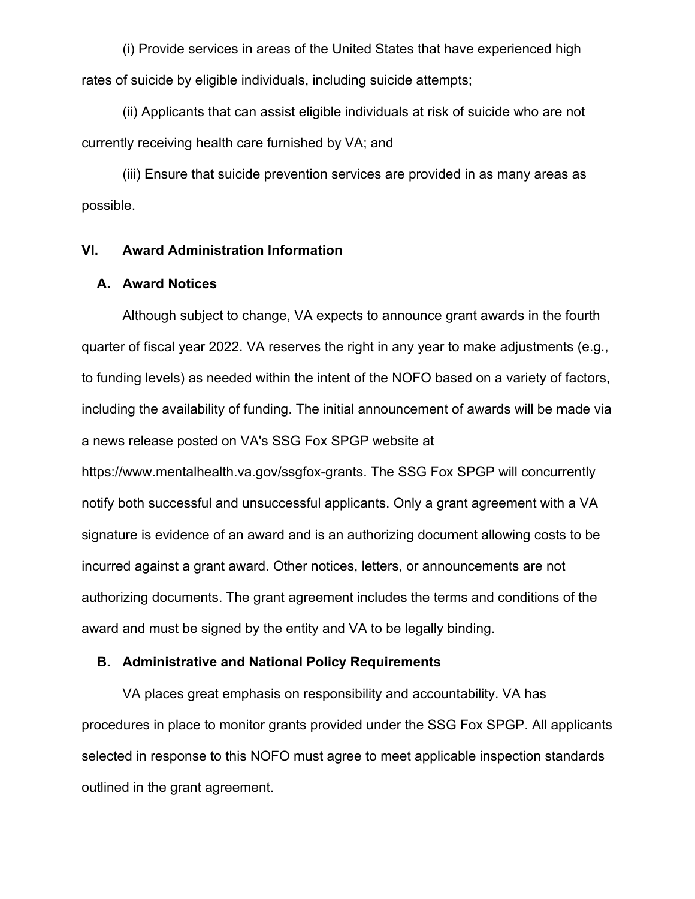(i) Provide services in areas of the United States that have experienced high rates of suicide by eligible individuals, including suicide attempts;

(ii) Applicants that can assist eligible individuals at risk of suicide who are not currently receiving health care furnished by VA; and

(iii) Ensure that suicide prevention services are provided in as many areas as possible.

## VI. Award Administration Information

### A. Award Notices

Although subject to change, VA expects to announce grant awards in the fourth quarter of fiscal year 2022. VA reserves the right in any year to make adjustments (e.g., to funding levels) as needed within the intent of the NOFO based on a variety of factors, including the availability of funding. The initial announcement of awards will be made via a news release posted on VA's SSG Fox SPGP website at https://www.mentalhealth.va.gov/ssgfox-grants. The SSG Fox SPGP will concurrently notify both successful and unsuccessful applicants. Only a grant agreement with a VA signature is evidence of an award and is an authorizing document allowing costs to be incurred against a grant award. Other notices, letters, or announcements are not authorizing documents. The grant agreement includes the terms and conditions of the award and must be signed by the entity and VA to be legally binding.

### B. Administrative and National Policy Requirements

VA places great emphasis on responsibility and accountability. VA has procedures in place to monitor grants provided under the SSG Fox SPGP. All applicants selected in response to this NOFO must agree to meet applicable inspection standards outlined in the grant agreement.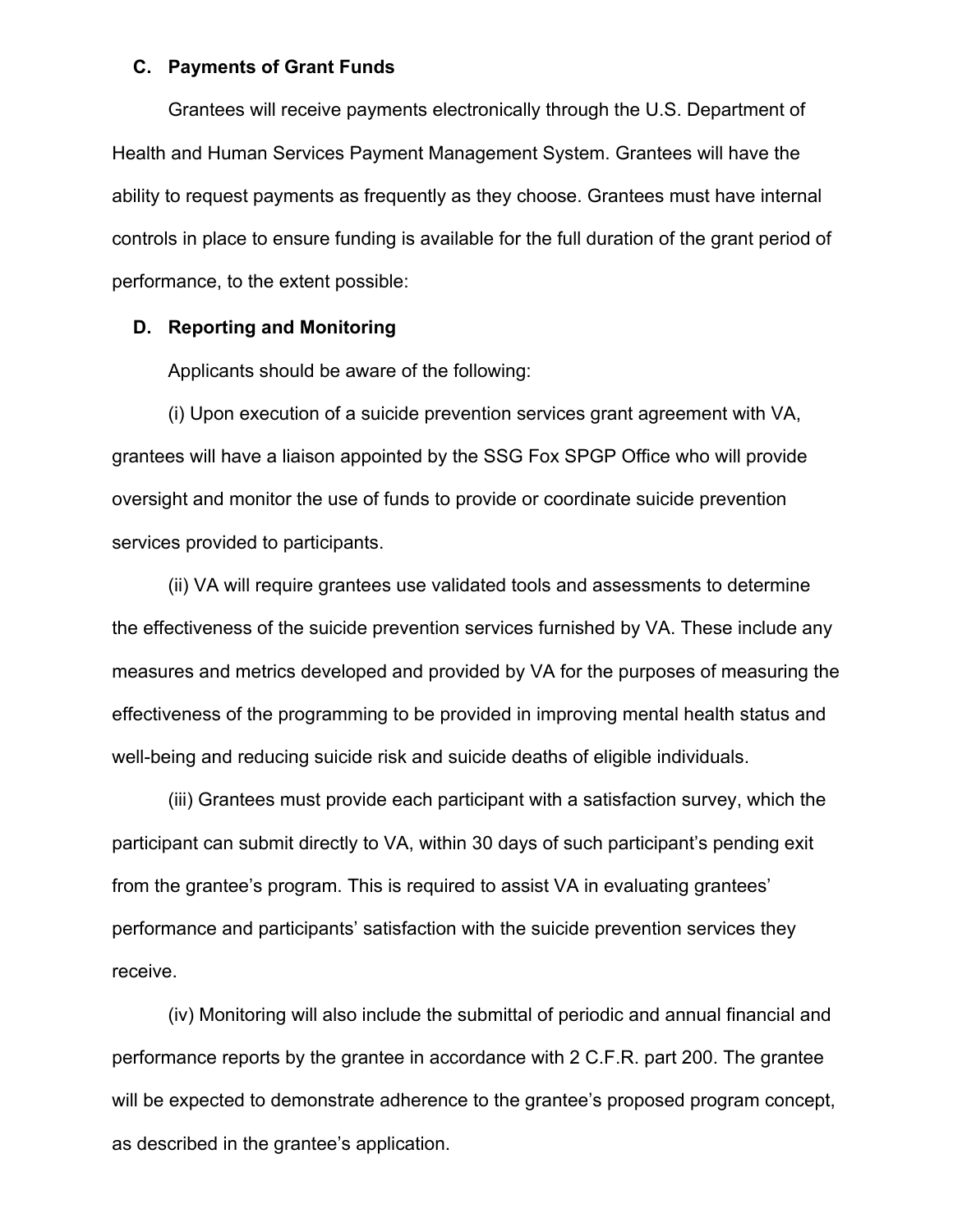### C. Payments of Grant Funds

Grantees will receive payments electronically through the U.S. Department of Health and Human Services Payment Management System. Grantees will have the ability to request payments as frequently as they choose. Grantees must have internal controls in place to ensure funding is available for the full duration of the grant period of performance, to the extent possible:

### D. Reporting and Monitoring

Applicants should be aware of the following:

(i) Upon execution of a suicide prevention services grant agreement with VA, grantees will have a liaison appointed by the SSG Fox SPGP Office who will provide oversight and monitor the use of funds to provide or coordinate suicide prevention services provided to participants.

(ii) VA will require grantees use validated tools and assessments to determine the effectiveness of the suicide prevention services furnished by VA. These include any measures and metrics developed and provided by VA for the purposes of measuring the effectiveness of the programming to be provided in improving mental health status and well-being and reducing suicide risk and suicide deaths of eligible individuals.

(iii) Grantees must provide each participant with a satisfaction survey, which the participant can submit directly to VA, within 30 days of such participant's pending exit from the grantee's program. This is required to assist VA in evaluating grantees' performance and participants' satisfaction with the suicide prevention services they receive.

(iv) Monitoring will also include the submittal of periodic and annual financial and performance reports by the grantee in accordance with 2 C.F.R. part 200. The grantee will be expected to demonstrate adherence to the grantee's proposed program concept, as described in the grantee's application.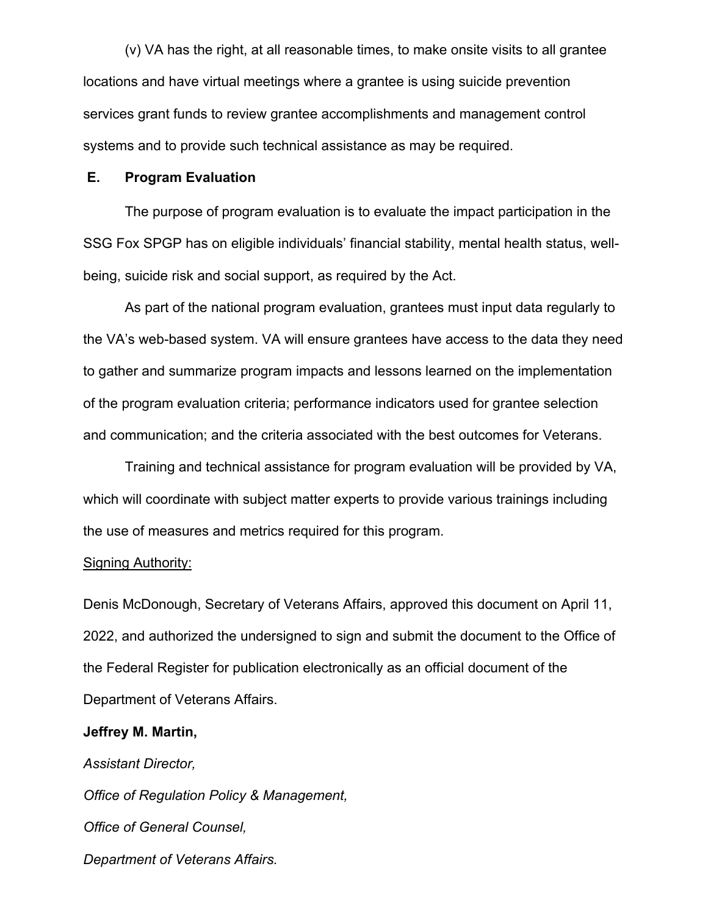(v) VA has the right, at all reasonable times, to make onsite visits to all grantee locations and have virtual meetings where a grantee is using suicide prevention services grant funds to review grantee accomplishments and management control systems and to provide such technical assistance as may be required.

### E. Program Evaluation

The purpose of program evaluation is to evaluate the impact participation in the SSG Fox SPGP has on eligible individuals' financial stability, mental health status, well-being, suicide risk and social support, as required by the Act.

As part of the national program evaluation, grantees must input data regularly to the VA's web-based system. VA will ensure grantees have access to the data they need to gather and summarize program impacts and lessons learned on the implementation of the program evaluation criteria; performance indicators used for grantee selection and communication; and the criteria associated with the best outcomes for Veterans.

Training and technical assistance for program evaluation will be provided by VA, which will coordinate with subject matter experts to provide various trainings including the use of measures and metrics required for this program.

<u>Signing Authority:</u>

Denis McDonough, Secretary of Veterans Affairs, approved this document on April 11, 2022, and authorized the undersigned to sign and submit the document to the Office of the Federal Register for publication electronically as an official document of the Department of Veterans Affairs.

**Jeffrey M. Martin,**

*Assistant Director,*

*Office of Regulation Policy & Management,*

*Office of General Counsel,*

*Department of Veterans Affairs.*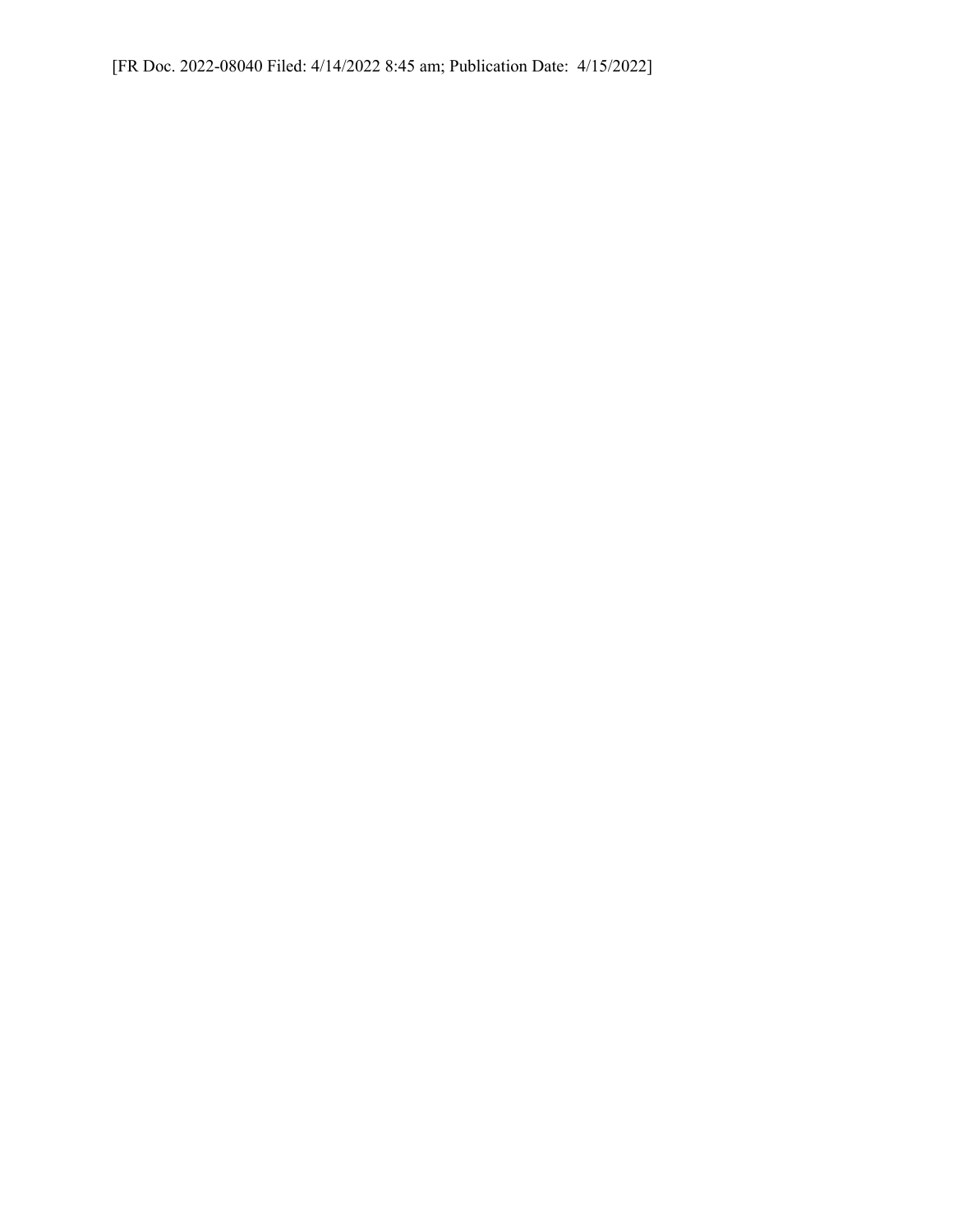[FR Doc. 2022-08040 Filed: 4/14/2022 8:45 am; Publication Date: 4/15/2022]